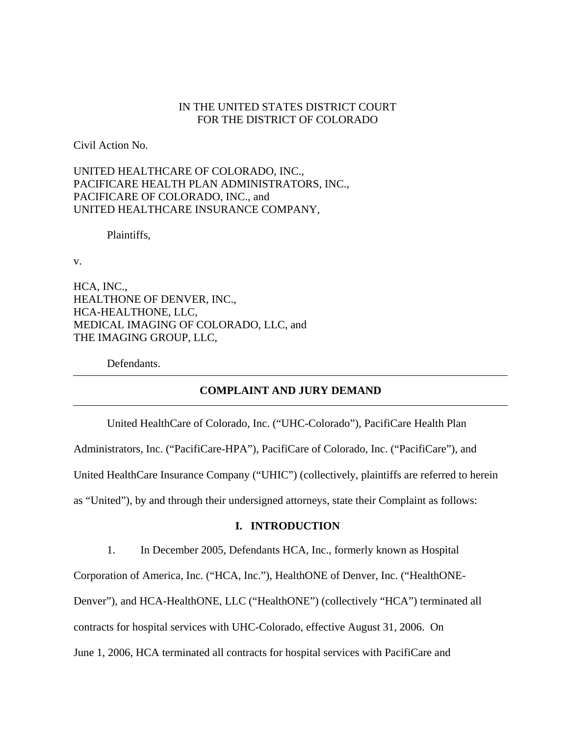IN THE UNITED STATES DISTRICT COURT
FOR THE DISTRICT OF COLORADO

Civil Action No.

UNITED HEALTHCARE OF COLORADO, INC.,
PACIFICARE HEALTH PLAN ADMINISTRATORS, INC.,
PACIFICARE OF COLORADO, INC., and
UNITED HEALTHCARE INSURANCE COMPANY,

Plaintiffs,

v.

HCA, INC.,
HEALTHONE OF DENVER, INC.,
HCA-HEALTHONE, LLC,
MEDICAL IMAGING OF COLORADO, LLC, and
THE IMAGING GROUP, LLC,

Defendants.

---

**COMPLAINT AND JURY DEMAND**

---

United HealthCare of Colorado, Inc. ("UHC-Colorado"), PacifiCare Health Plan Administrators, Inc. ("PacifiCare-HPA"), PacifiCare of Colorado, Inc. ("PacifiCare"), and United HealthCare Insurance Company ("UHIC") (collectively, plaintiffs are referred to herein as "United"), by and through their undersigned attorneys, state their Complaint as follows:

## I. INTRODUCTION

1. In December 2005, Defendants HCA, Inc., formerly known as Hospital Corporation of America, Inc. ("HCA, Inc."), HealthONE of Denver, Inc. ("HealthONE-Denver"), and HCA-HealthONE, LLC ("HealthONE") (collectively "HCA") terminated all contracts for hospital services with UHC-Colorado, effective August 31, 2006. On June 1, 2006, HCA terminated all contracts for hospital services with PacifiCare and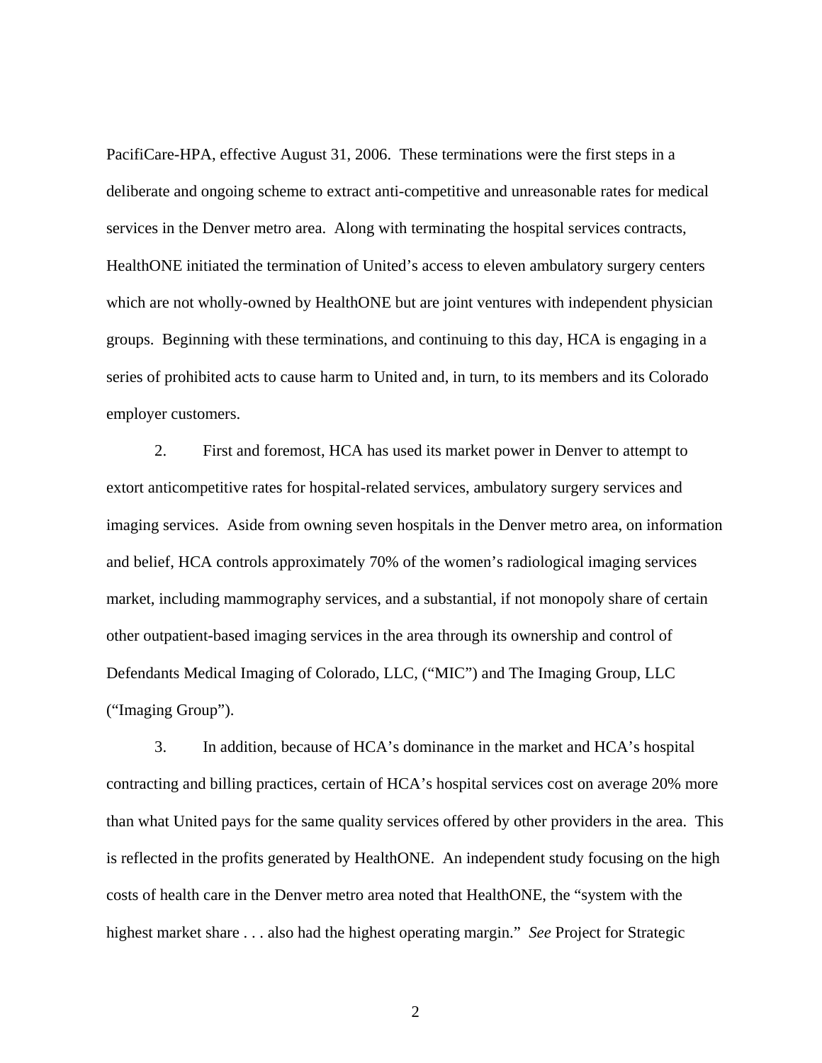PacifiCare-HPA, effective August 31, 2006. These terminations were the first steps in a deliberate and ongoing scheme to extract anti-competitive and unreasonable rates for medical services in the Denver metro area. Along with terminating the hospital services contracts, HealthONE initiated the termination of United's access to eleven ambulatory surgery centers which are not wholly-owned by HealthONE but are joint ventures with independent physician groups. Beginning with these terminations, and continuing to this day, HCA is engaging in a series of prohibited acts to cause harm to United and, in turn, to its members and its Colorado employer customers.

2. First and foremost, HCA has used its market power in Denver to attempt to extort anticompetitive rates for hospital-related services, ambulatory surgery services and imaging services. Aside from owning seven hospitals in the Denver metro area, on information and belief, HCA controls approximately 70% of the women's radiological imaging services market, including mammography services, and a substantial, if not monopoly share of certain other outpatient-based imaging services in the area through its ownership and control of Defendants Medical Imaging of Colorado, LLC, ("MIC") and The Imaging Group, LLC ("Imaging Group").

3. In addition, because of HCA's dominance in the market and HCA's hospital contracting and billing practices, certain of HCA's hospital services cost on average 20% more than what United pays for the same quality services offered by other providers in the area. This is reflected in the profits generated by HealthONE. An independent study focusing on the high costs of health care in the Denver metro area noted that HealthONE, the "system with the highest market share . . . also had the highest operating margin." *See* Project for Strategic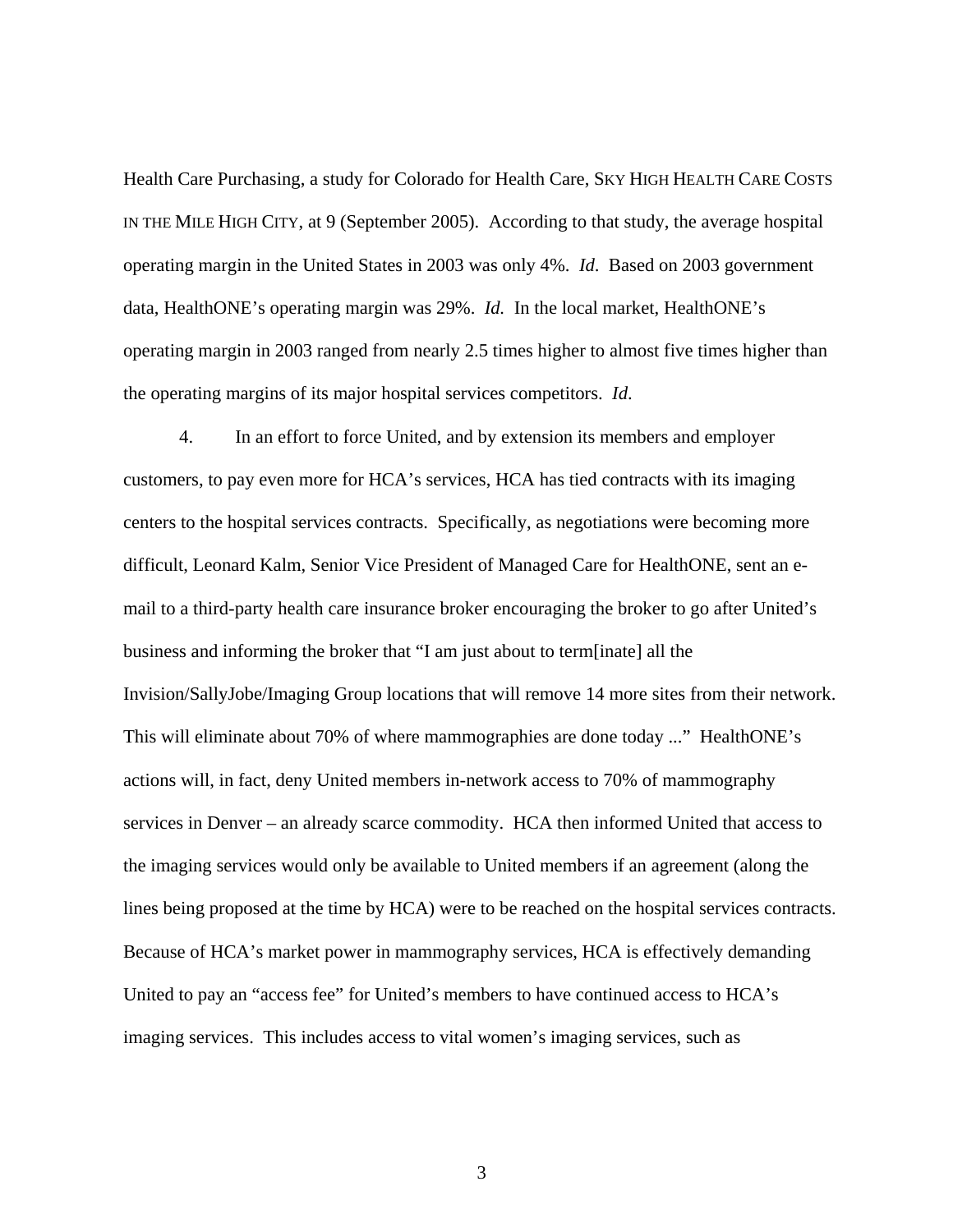Health Care Purchasing, a study for Colorado for Health Care, SKY HIGH HEALTH CARE COSTS IN THE MILE HIGH CITY, at 9 (September 2005). According to that study, the average hospital operating margin in the United States in 2003 was only 4%. *Id*. Based on 2003 government data, HealthONE's operating margin was 29%. *Id.* In the local market, HealthONE's operating margin in 2003 ranged from nearly 2.5 times higher to almost five times higher than the operating margins of its major hospital services competitors. *Id.*

4. In an effort to force United, and by extension its members and employer customers, to pay even more for HCA's services, HCA has tied contracts with its imaging centers to the hospital services contracts. Specifically, as negotiations were becoming more difficult, Leonard Kalm, Senior Vice President of Managed Care for HealthONE, sent an e-mail to a third-party health care insurance broker encouraging the broker to go after United's business and informing the broker that "I am just about to term[inate] all the Invision/SallyJobe/Imaging Group locations that will remove 14 more sites from their network. This will eliminate about 70% of where mammographies are done today ..." HealthONE's actions will, in fact, deny United members in-network access to 70% of mammography services in Denver – an already scarce commodity. HCA then informed United that access to the imaging services would only be available to United members if an agreement (along the lines being proposed at the time by HCA) were to be reached on the hospital services contracts. Because of HCA's market power in mammography services, HCA is effectively demanding United to pay an "access fee" for United's members to have continued access to HCA's imaging services. This includes access to vital women's imaging services, such as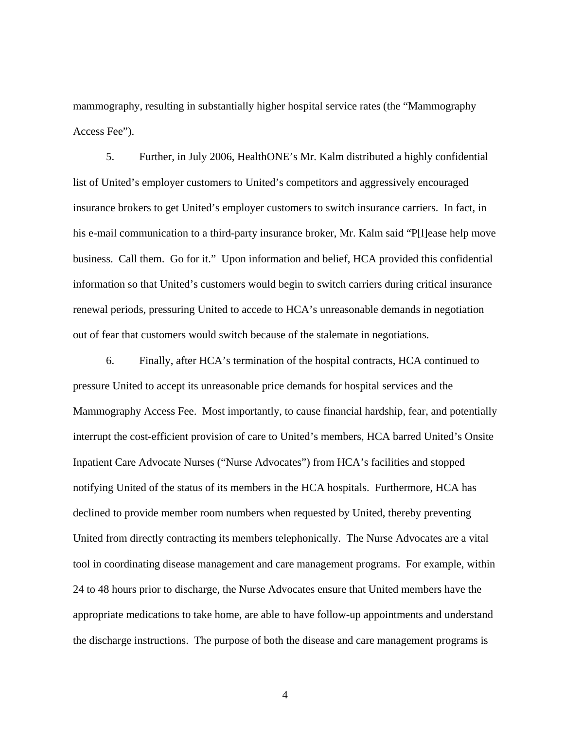mammography, resulting in substantially higher hospital service rates (the "Mammography Access Fee").

5. Further, in July 2006, HealthONE's Mr. Kalm distributed a highly confidential list of United's employer customers to United's competitors and aggressively encouraged insurance brokers to get United's employer customers to switch insurance carriers. In fact, in his e-mail communication to a third-party insurance broker, Mr. Kalm said "P[l]ease help move business. Call them. Go for it." Upon information and belief, HCA provided this confidential information so that United's customers would begin to switch carriers during critical insurance renewal periods, pressuring United to accede to HCA's unreasonable demands in negotiation out of fear that customers would switch because of the stalemate in negotiations.

6. Finally, after HCA's termination of the hospital contracts, HCA continued to pressure United to accept its unreasonable price demands for hospital services and the Mammography Access Fee. Most importantly, to cause financial hardship, fear, and potentially interrupt the cost-efficient provision of care to United's members, HCA barred United's Onsite Inpatient Care Advocate Nurses ("Nurse Advocates") from HCA's facilities and stopped notifying United of the status of its members in the HCA hospitals. Furthermore, HCA has declined to provide member room numbers when requested by United, thereby preventing United from directly contracting its members telephonically. The Nurse Advocates are a vital tool in coordinating disease management and care management programs. For example, within 24 to 48 hours prior to discharge, the Nurse Advocates ensure that United members have the appropriate medications to take home, are able to have follow-up appointments and understand the discharge instructions. The purpose of both the disease and care management programs is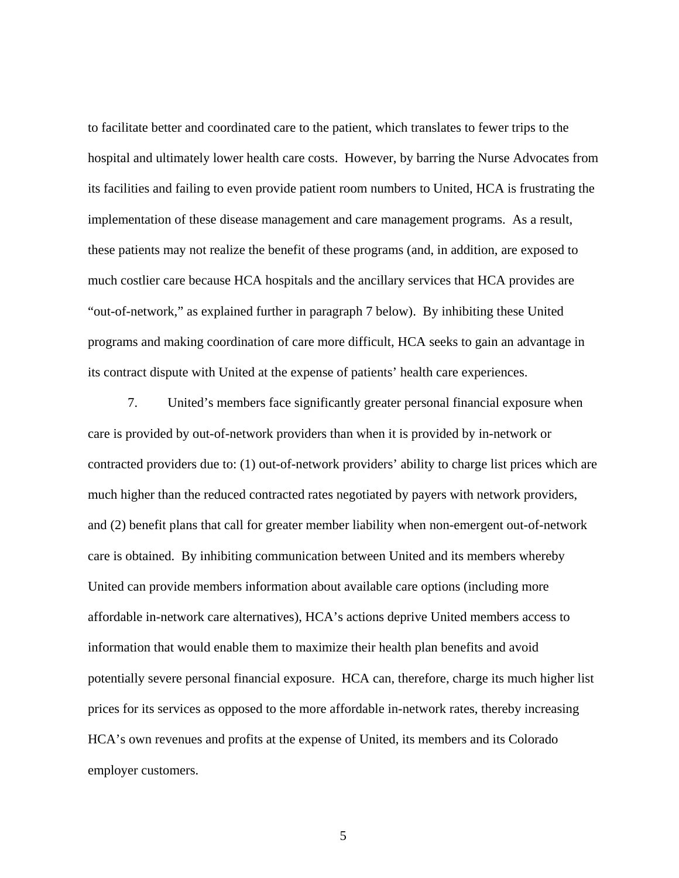to facilitate better and coordinated care to the patient, which translates to fewer trips to the hospital and ultimately lower health care costs. However, by barring the Nurse Advocates from its facilities and failing to even provide patient room numbers to United, HCA is frustrating the implementation of these disease management and care management programs. As a result, these patients may not realize the benefit of these programs (and, in addition, are exposed to much costlier care because HCA hospitals and the ancillary services that HCA provides are "out-of-network," as explained further in paragraph 7 below). By inhibiting these United programs and making coordination of care more difficult, HCA seeks to gain an advantage in its contract dispute with United at the expense of patients' health care experiences.

7. United's members face significantly greater personal financial exposure when care is provided by out-of-network providers than when it is provided by in-network or contracted providers due to: (1) out-of-network providers' ability to charge list prices which are much higher than the reduced contracted rates negotiated by payers with network providers, and (2) benefit plans that call for greater member liability when non-emergent out-of-network care is obtained. By inhibiting communication between United and its members whereby United can provide members information about available care options (including more affordable in-network care alternatives), HCA's actions deprive United members access to information that would enable them to maximize their health plan benefits and avoid potentially severe personal financial exposure. HCA can, therefore, charge its much higher list prices for its services as opposed to the more affordable in-network rates, thereby increasing HCA's own revenues and profits at the expense of United, its members and its Colorado employer customers.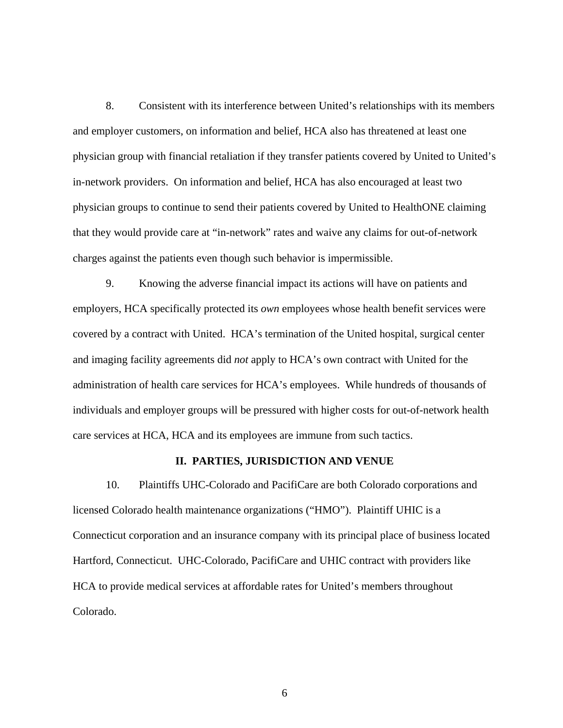8. Consistent with its interference between United's relationships with its members and employer customers, on information and belief, HCA also has threatened at least one physician group with financial retaliation if they transfer patients covered by United to United's in-network providers. On information and belief, HCA has also encouraged at least two physician groups to continue to send their patients covered by United to HealthONE claiming that they would provide care at "in-network" rates and waive any claims for out-of-network charges against the patients even though such behavior is impermissible.

9. Knowing the adverse financial impact its actions will have on patients and employers, HCA specifically protected its *own* employees whose health benefit services were covered by a contract with United. HCA's termination of the United hospital, surgical center and imaging facility agreements did *not* apply to HCA's own contract with United for the administration of health care services for HCA's employees. While hundreds of thousands of individuals and employer groups will be pressured with higher costs for out-of-network health care services at HCA, HCA and its employees are immune from such tactics.

## II. PARTIES, JURISDICTION AND VENUE

10. Plaintiffs UHC-Colorado and PacifiCare are both Colorado corporations and licensed Colorado health maintenance organizations ("HMO"). Plaintiff UHIC is a Connecticut corporation and an insurance company with its principal place of business located Hartford, Connecticut. UHC-Colorado, PacifiCare and UHIC contract with providers like HCA to provide medical services at affordable rates for United's members throughout Colorado.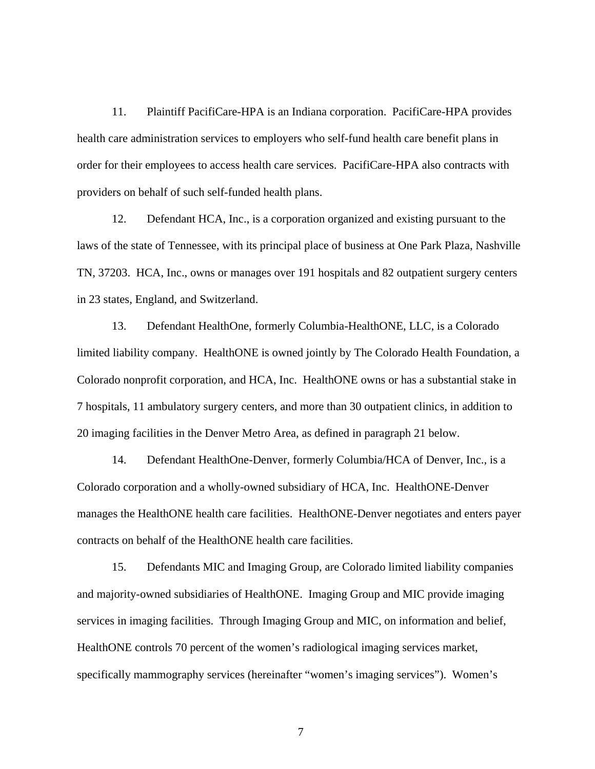11. Plaintiff PacifiCare-HPA is an Indiana corporation. PacifiCare-HPA provides health care administration services to employers who self-fund health care benefit plans in order for their employees to access health care services. PacifiCare-HPA also contracts with providers on behalf of such self-funded health plans.

12. Defendant HCA, Inc., is a corporation organized and existing pursuant to the laws of the state of Tennessee, with its principal place of business at One Park Plaza, Nashville TN, 37203. HCA, Inc., owns or manages over 191 hospitals and 82 outpatient surgery centers in 23 states, England, and Switzerland.

13. Defendant HealthOne, formerly Columbia-HealthONE, LLC, is a Colorado limited liability company. HealthONE is owned jointly by The Colorado Health Foundation, a Colorado nonprofit corporation, and HCA, Inc. HealthONE owns or has a substantial stake in 7 hospitals, 11 ambulatory surgery centers, and more than 30 outpatient clinics, in addition to 20 imaging facilities in the Denver Metro Area, as defined in paragraph 21 below.

14. Defendant HealthOne-Denver, formerly Columbia/HCA of Denver, Inc., is a Colorado corporation and a wholly-owned subsidiary of HCA, Inc. HealthONE-Denver manages the HealthONE health care facilities. HealthONE-Denver negotiates and enters payer contracts on behalf of the HealthONE health care facilities.

15. Defendants MIC and Imaging Group, are Colorado limited liability companies and majority-owned subsidiaries of HealthONE. Imaging Group and MIC provide imaging services in imaging facilities. Through Imaging Group and MIC, on information and belief, HealthONE controls 70 percent of the women's radiological imaging services market, specifically mammography services (hereinafter "women's imaging services"). Women's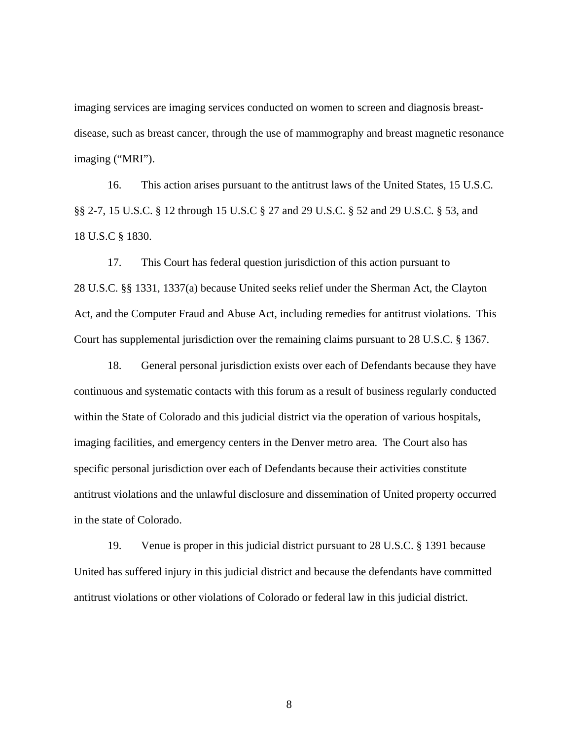imaging services are imaging services conducted on women to screen and diagnosis breast-disease, such as breast cancer, through the use of mammography and breast magnetic resonance imaging ("MRI").

16. This action arises pursuant to the antitrust laws of the United States, 15 U.S.C. §§ 2-7, 15 U.S.C. § 12 through 15 U.S.C § 27 and 29 U.S.C. § 52 and 29 U.S.C. § 53, and 18 U.S.C § 1830.

17. This Court has federal question jurisdiction of this action pursuant to 28 U.S.C. §§ 1331, 1337(a) because United seeks relief under the Sherman Act, the Clayton Act, and the Computer Fraud and Abuse Act, including remedies for antitrust violations. This Court has supplemental jurisdiction over the remaining claims pursuant to 28 U.S.C. § 1367.

18. General personal jurisdiction exists over each of Defendants because they have continuous and systematic contacts with this forum as a result of business regularly conducted within the State of Colorado and this judicial district via the operation of various hospitals, imaging facilities, and emergency centers in the Denver metro area. The Court also has specific personal jurisdiction over each of Defendants because their activities constitute antitrust violations and the unlawful disclosure and dissemination of United property occurred in the state of Colorado.

19. Venue is proper in this judicial district pursuant to 28 U.S.C. § 1391 because United has suffered injury in this judicial district and because the defendants have committed antitrust violations or other violations of Colorado or federal law in this judicial district.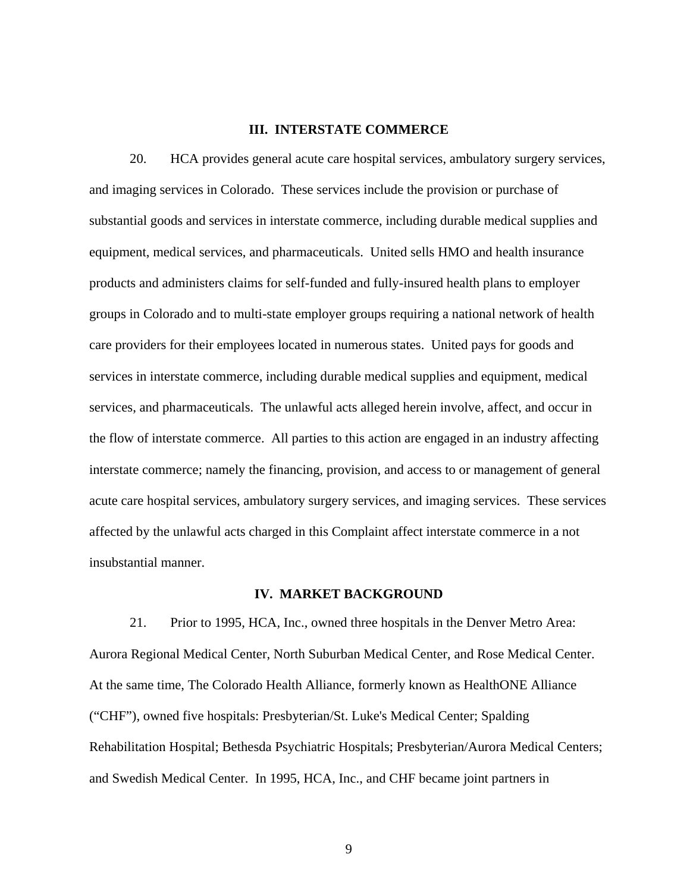## III. INTERSTATE COMMERCE

20. HCA provides general acute care hospital services, ambulatory surgery services, and imaging services in Colorado. These services include the provision or purchase of substantial goods and services in interstate commerce, including durable medical supplies and equipment, medical services, and pharmaceuticals. United sells HMO and health insurance products and administers claims for self-funded and fully-insured health plans to employer groups in Colorado and to multi-state employer groups requiring a national network of health care providers for their employees located in numerous states. United pays for goods and services in interstate commerce, including durable medical supplies and equipment, medical services, and pharmaceuticals. The unlawful acts alleged herein involve, affect, and occur in the flow of interstate commerce. All parties to this action are engaged in an industry affecting interstate commerce; namely the financing, provision, and access to or management of general acute care hospital services, ambulatory surgery services, and imaging services. These services affected by the unlawful acts charged in this Complaint affect interstate commerce in a not insubstantial manner.

## IV. MARKET BACKGROUND

21. Prior to 1995, HCA, Inc., owned three hospitals in the Denver Metro Area: Aurora Regional Medical Center, North Suburban Medical Center, and Rose Medical Center. At the same time, The Colorado Health Alliance, formerly known as HealthONE Alliance ("CHF"), owned five hospitals: Presbyterian/St. Luke's Medical Center; Spalding Rehabilitation Hospital; Bethesda Psychiatric Hospitals; Presbyterian/Aurora Medical Centers; and Swedish Medical Center. In 1995, HCA, Inc., and CHF became joint partners in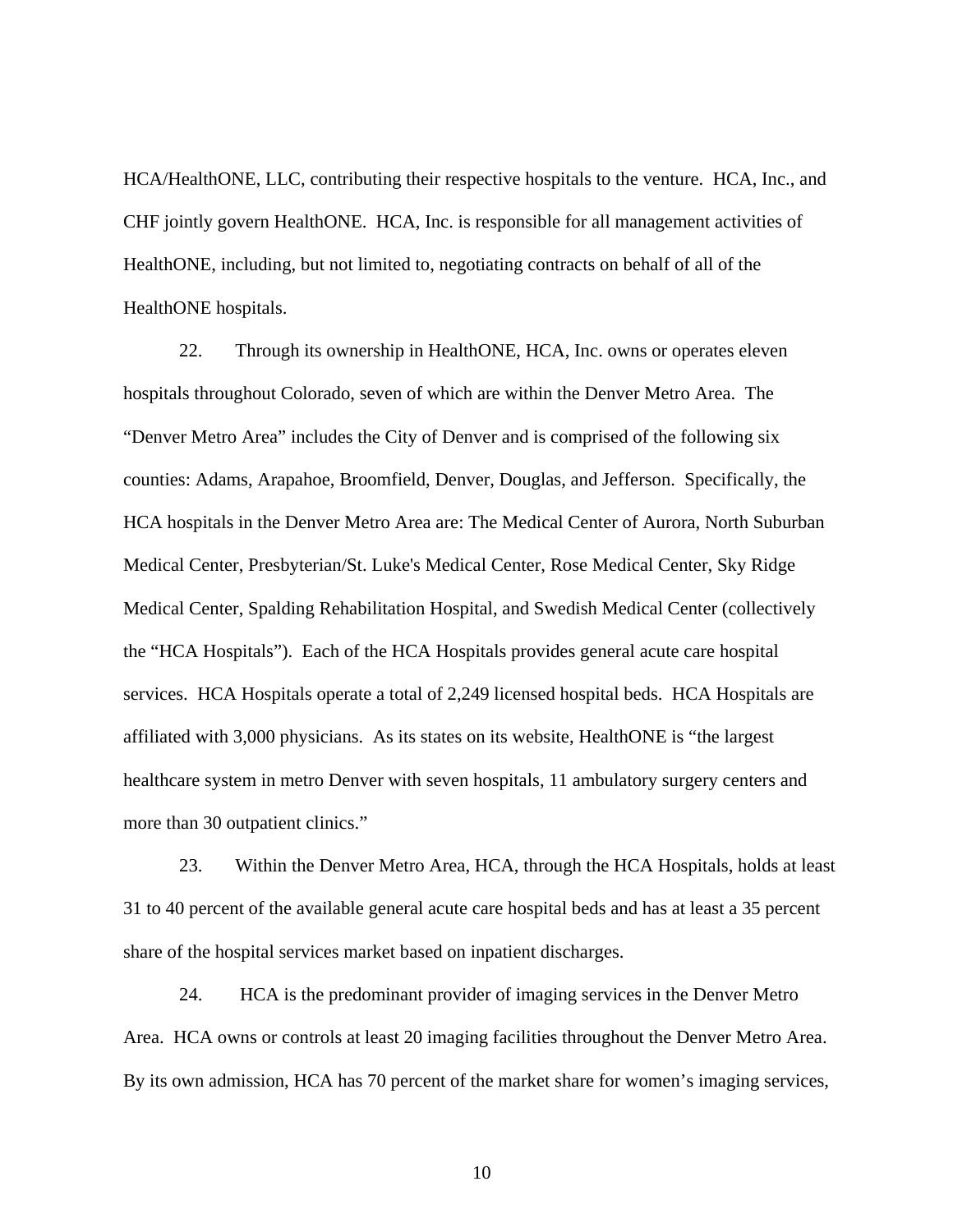HCA/HealthONE, LLC, contributing their respective hospitals to the venture. HCA, Inc., and CHF jointly govern HealthONE. HCA, Inc. is responsible for all management activities of HealthONE, including, but not limited to, negotiating contracts on behalf of all of the HealthONE hospitals.

22. Through its ownership in HealthONE, HCA, Inc. owns or operates eleven hospitals throughout Colorado, seven of which are within the Denver Metro Area. The "Denver Metro Area" includes the City of Denver and is comprised of the following six counties: Adams, Arapahoe, Broomfield, Denver, Douglas, and Jefferson. Specifically, the HCA hospitals in the Denver Metro Area are: The Medical Center of Aurora, North Suburban Medical Center, Presbyterian/St. Luke's Medical Center, Rose Medical Center, Sky Ridge Medical Center, Spalding Rehabilitation Hospital, and Swedish Medical Center (collectively the "HCA Hospitals"). Each of the HCA Hospitals provides general acute care hospital services. HCA Hospitals operate a total of 2,249 licensed hospital beds. HCA Hospitals are affiliated with 3,000 physicians. As its states on its website, HealthONE is "the largest healthcare system in metro Denver with seven hospitals, 11 ambulatory surgery centers and more than 30 outpatient clinics."

23. Within the Denver Metro Area, HCA, through the HCA Hospitals, holds at least 31 to 40 percent of the available general acute care hospital beds and has at least a 35 percent share of the hospital services market based on inpatient discharges.

24. HCA is the predominant provider of imaging services in the Denver Metro Area. HCA owns or controls at least 20 imaging facilities throughout the Denver Metro Area. By its own admission, HCA has 70 percent of the market share for women's imaging services,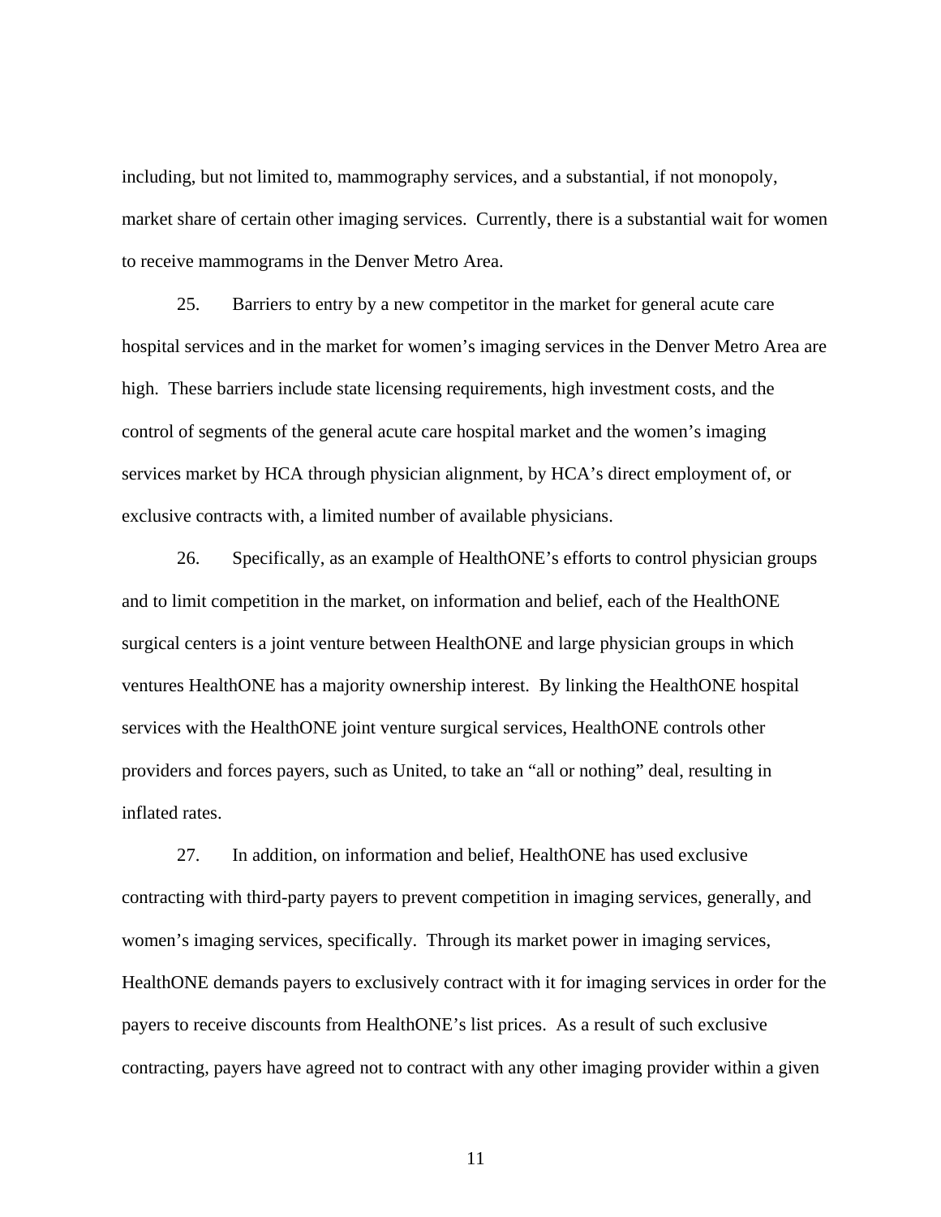including, but not limited to, mammography services, and a substantial, if not monopoly, market share of certain other imaging services. Currently, there is a substantial wait for women to receive mammograms in the Denver Metro Area.

25. Barriers to entry by a new competitor in the market for general acute care hospital services and in the market for women's imaging services in the Denver Metro Area are high. These barriers include state licensing requirements, high investment costs, and the control of segments of the general acute care hospital market and the women's imaging services market by HCA through physician alignment, by HCA's direct employment of, or exclusive contracts with, a limited number of available physicians.

26. Specifically, as an example of HealthONE's efforts to control physician groups and to limit competition in the market, on information and belief, each of the HealthONE surgical centers is a joint venture between HealthONE and large physician groups in which ventures HealthONE has a majority ownership interest. By linking the HealthONE hospital services with the HealthONE joint venture surgical services, HealthONE controls other providers and forces payers, such as United, to take an "all or nothing" deal, resulting in inflated rates.

27. In addition, on information and belief, HealthONE has used exclusive contracting with third-party payers to prevent competition in imaging services, generally, and women's imaging services, specifically. Through its market power in imaging services, HealthONE demands payers to exclusively contract with it for imaging services in order for the payers to receive discounts from HealthONE's list prices. As a result of such exclusive contracting, payers have agreed not to contract with any other imaging provider within a given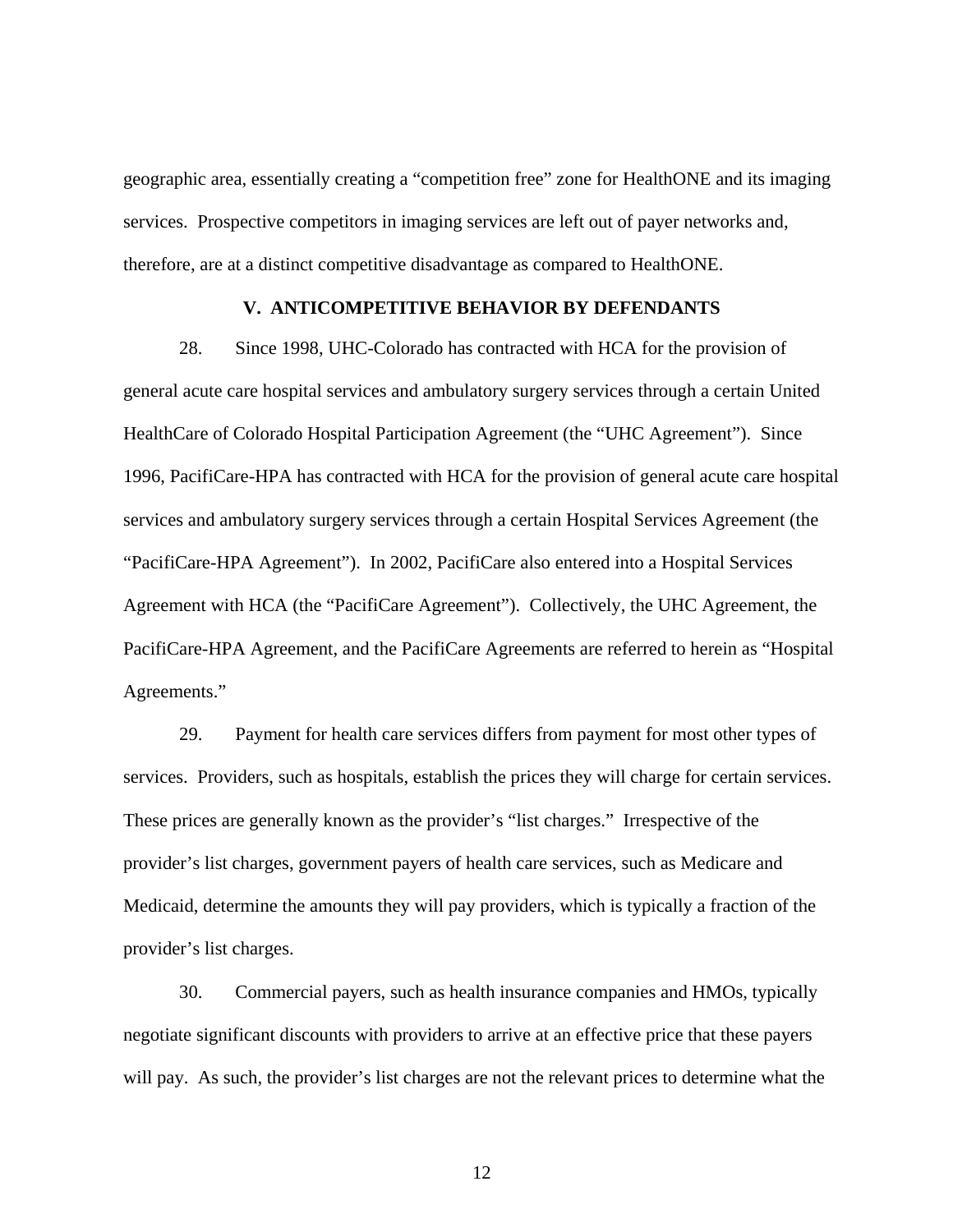geographic area, essentially creating a "competition free" zone for HealthONE and its imaging services. Prospective competitors in imaging services are left out of payer networks and, therefore, are at a distinct competitive disadvantage as compared to HealthONE.

## V. ANTICOMPETITIVE BEHAVIOR BY DEFENDANTS

28. Since 1998, UHC-Colorado has contracted with HCA for the provision of general acute care hospital services and ambulatory surgery services through a certain United HealthCare of Colorado Hospital Participation Agreement (the "UHC Agreement"). Since 1996, PacifiCare-HPA has contracted with HCA for the provision of general acute care hospital services and ambulatory surgery services through a certain Hospital Services Agreement (the "PacifiCare-HPA Agreement"). In 2002, PacifiCare also entered into a Hospital Services Agreement with HCA (the "PacifiCare Agreement"). Collectively, the UHC Agreement, the PacifiCare-HPA Agreement, and the PacifiCare Agreements are referred to herein as "Hospital Agreements."

29. Payment for health care services differs from payment for most other types of services. Providers, such as hospitals, establish the prices they will charge for certain services. These prices are generally known as the provider's "list charges." Irrespective of the provider's list charges, government payers of health care services, such as Medicare and Medicaid, determine the amounts they will pay providers, which is typically a fraction of the provider's list charges.

30. Commercial payers, such as health insurance companies and HMOs, typically negotiate significant discounts with providers to arrive at an effective price that these payers will pay. As such, the provider's list charges are not the relevant prices to determine what the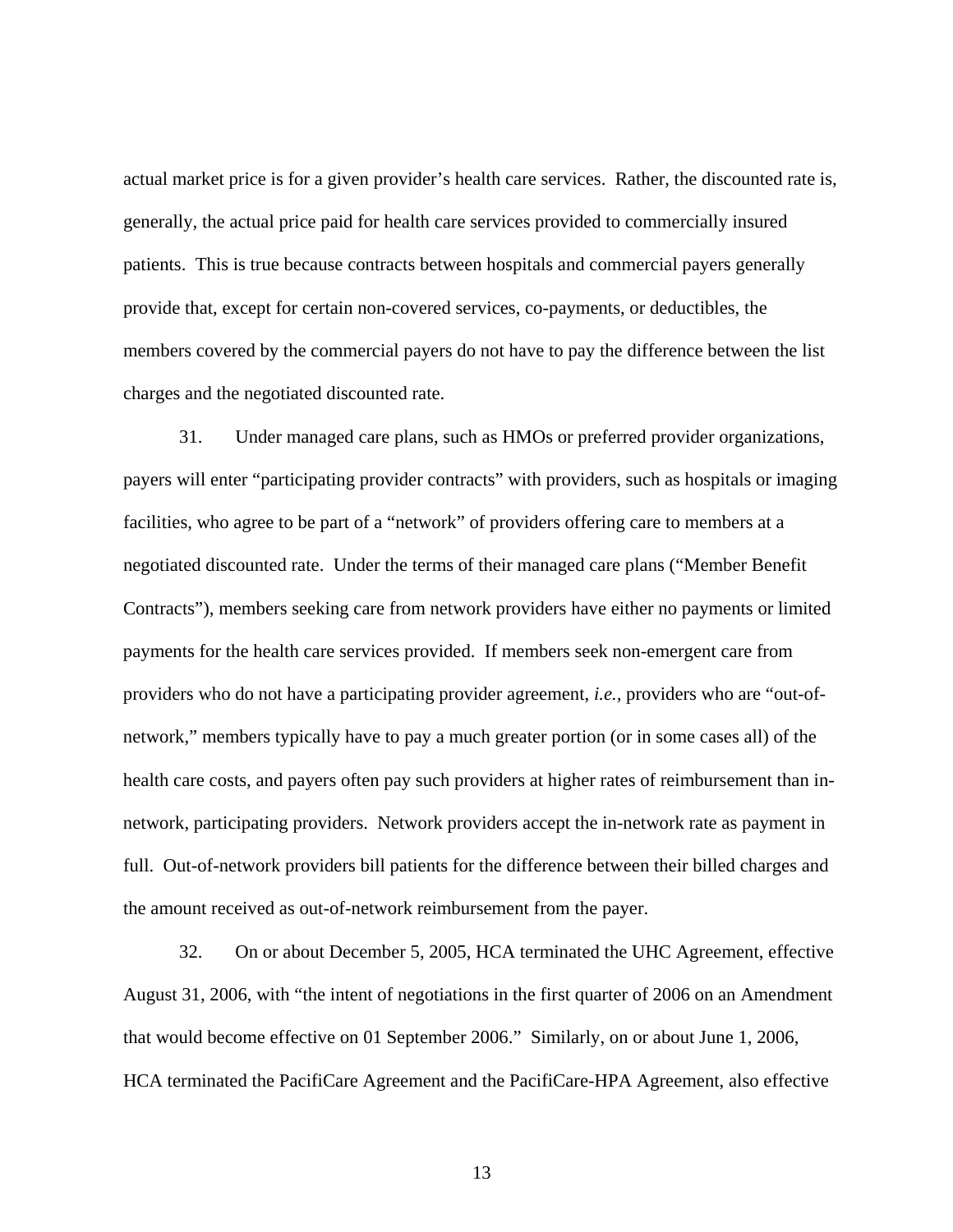actual market price is for a given provider's health care services. Rather, the discounted rate is, generally, the actual price paid for health care services provided to commercially insured patients. This is true because contracts between hospitals and commercial payers generally provide that, except for certain non-covered services, co-payments, or deductibles, the members covered by the commercial payers do not have to pay the difference between the list charges and the negotiated discounted rate.

31. Under managed care plans, such as HMOs or preferred provider organizations, payers will enter "participating provider contracts" with providers, such as hospitals or imaging facilities, who agree to be part of a "network" of providers offering care to members at a negotiated discounted rate. Under the terms of their managed care plans ("Member Benefit Contracts"), members seeking care from network providers have either no payments or limited payments for the health care services provided. If members seek non-emergent care from providers who do not have a participating provider agreement, *i.e.*, providers who are "out-of-network," members typically have to pay a much greater portion (or in some cases all) of the health care costs, and payers often pay such providers at higher rates of reimbursement than in-network, participating providers. Network providers accept the in-network rate as payment in full. Out-of-network providers bill patients for the difference between their billed charges and the amount received as out-of-network reimbursement from the payer.

32. On or about December 5, 2005, HCA terminated the UHC Agreement, effective August 31, 2006, with "the intent of negotiations in the first quarter of 2006 on an Amendment that would become effective on 01 September 2006." Similarly, on or about June 1, 2006, HCA terminated the PacifiCare Agreement and the PacifiCare-HPA Agreement, also effective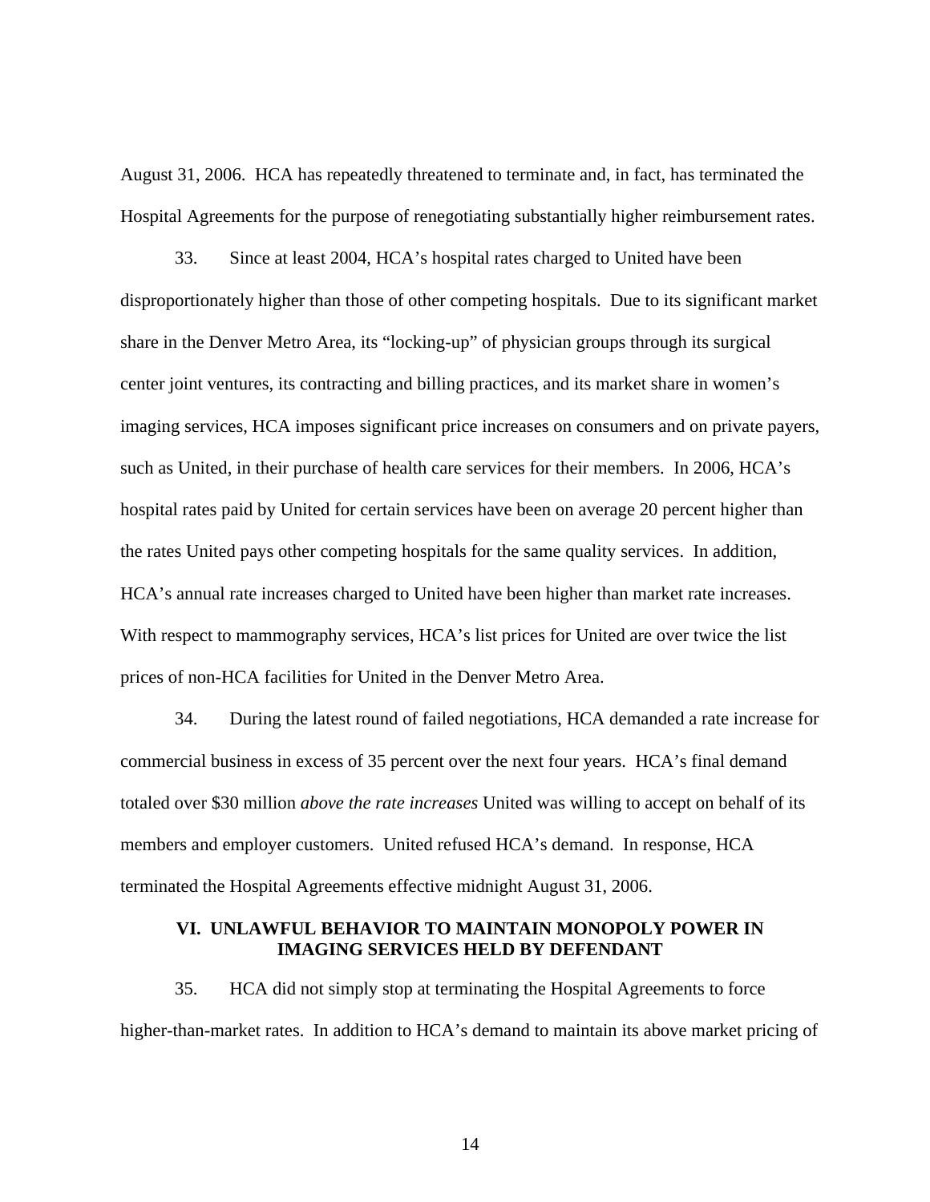August 31, 2006. HCA has repeatedly threatened to terminate and, in fact, has terminated the Hospital Agreements for the purpose of renegotiating substantially higher reimbursement rates.

33. Since at least 2004, HCA's hospital rates charged to United have been disproportionately higher than those of other competing hospitals. Due to its significant market share in the Denver Metro Area, its "locking-up" of physician groups through its surgical center joint ventures, its contracting and billing practices, and its market share in women's imaging services, HCA imposes significant price increases on consumers and on private payers, such as United, in their purchase of health care services for their members. In 2006, HCA's hospital rates paid by United for certain services have been on average 20 percent higher than the rates United pays other competing hospitals for the same quality services. In addition, HCA's annual rate increases charged to United have been higher than market rate increases. With respect to mammography services, HCA's list prices for United are over twice the list prices of non-HCA facilities for United in the Denver Metro Area.

34. During the latest round of failed negotiations, HCA demanded a rate increase for commercial business in excess of 35 percent over the next four years. HCA's final demand totaled over $30 million *above the rate increases* United was willing to accept on behalf of its members and employer customers. United refused HCA's demand. In response, HCA terminated the Hospital Agreements effective midnight August 31, 2006.

## VI. UNLAWFUL BEHAVIOR TO MAINTAIN MONOPOLY POWER IN IMAGING SERVICES HELD BY DEFENDANT

35. HCA did not simply stop at terminating the Hospital Agreements to force higher-than-market rates. In addition to HCA's demand to maintain its above market pricing of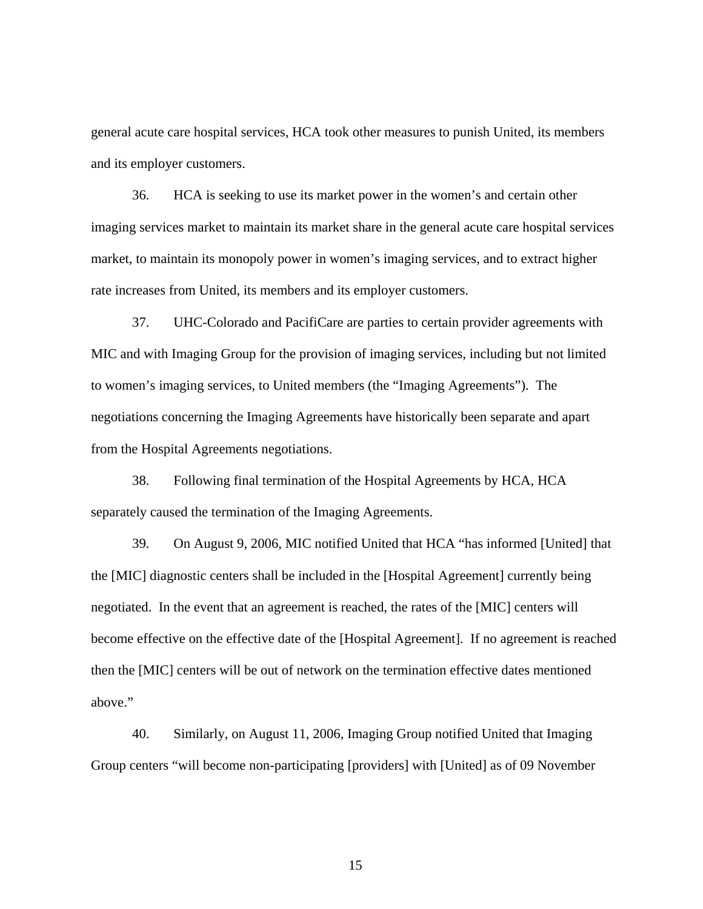general acute care hospital services, HCA took other measures to punish United, its members and its employer customers.

36. HCA is seeking to use its market power in the women's and certain other imaging services market to maintain its market share in the general acute care hospital services market, to maintain its monopoly power in women's imaging services, and to extract higher rate increases from United, its members and its employer customers.

37. UHC-Colorado and PacifiCare are parties to certain provider agreements with MIC and with Imaging Group for the provision of imaging services, including but not limited to women's imaging services, to United members (the "Imaging Agreements"). The negotiations concerning the Imaging Agreements have historically been separate and apart from the Hospital Agreements negotiations.

38. Following final termination of the Hospital Agreements by HCA, HCA separately caused the termination of the Imaging Agreements.

39. On August 9, 2006, MIC notified United that HCA "has informed [United] that the [MIC] diagnostic centers shall be included in the [Hospital Agreement] currently being negotiated. In the event that an agreement is reached, the rates of the [MIC] centers will become effective on the effective date of the [Hospital Agreement]. If no agreement is reached then the [MIC] centers will be out of network on the termination effective dates mentioned above."

40. Similarly, on August 11, 2006, Imaging Group notified United that Imaging Group centers "will become non-participating [providers] with [United] as of 09 November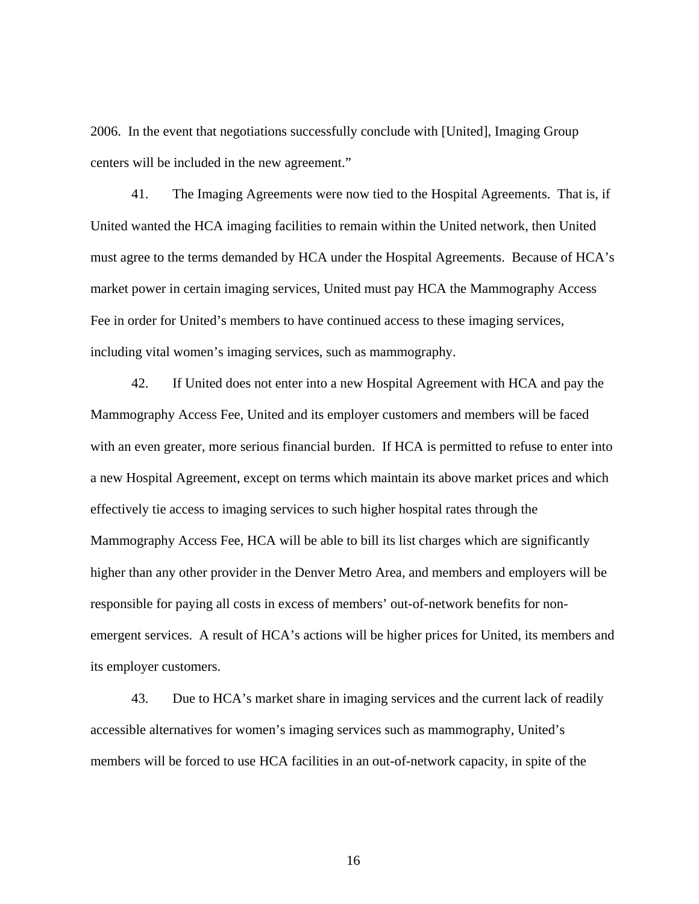2006. In the event that negotiations successfully conclude with [United], Imaging Group centers will be included in the new agreement."

41. The Imaging Agreements were now tied to the Hospital Agreements. That is, if United wanted the HCA imaging facilities to remain within the United network, then United must agree to the terms demanded by HCA under the Hospital Agreements. Because of HCA's market power in certain imaging services, United must pay HCA the Mammography Access Fee in order for United's members to have continued access to these imaging services, including vital women's imaging services, such as mammography.

42. If United does not enter into a new Hospital Agreement with HCA and pay the Mammography Access Fee, United and its employer customers and members will be faced with an even greater, more serious financial burden. If HCA is permitted to refuse to enter into a new Hospital Agreement, except on terms which maintain its above market prices and which effectively tie access to imaging services to such higher hospital rates through the Mammography Access Fee, HCA will be able to bill its list charges which are significantly higher than any other provider in the Denver Metro Area, and members and employers will be responsible for paying all costs in excess of members' out-of-network benefits for non-emergent services. A result of HCA's actions will be higher prices for United, its members and its employer customers.

43. Due to HCA's market share in imaging services and the current lack of readily accessible alternatives for women's imaging services such as mammography, United's members will be forced to use HCA facilities in an out-of-network capacity, in spite of the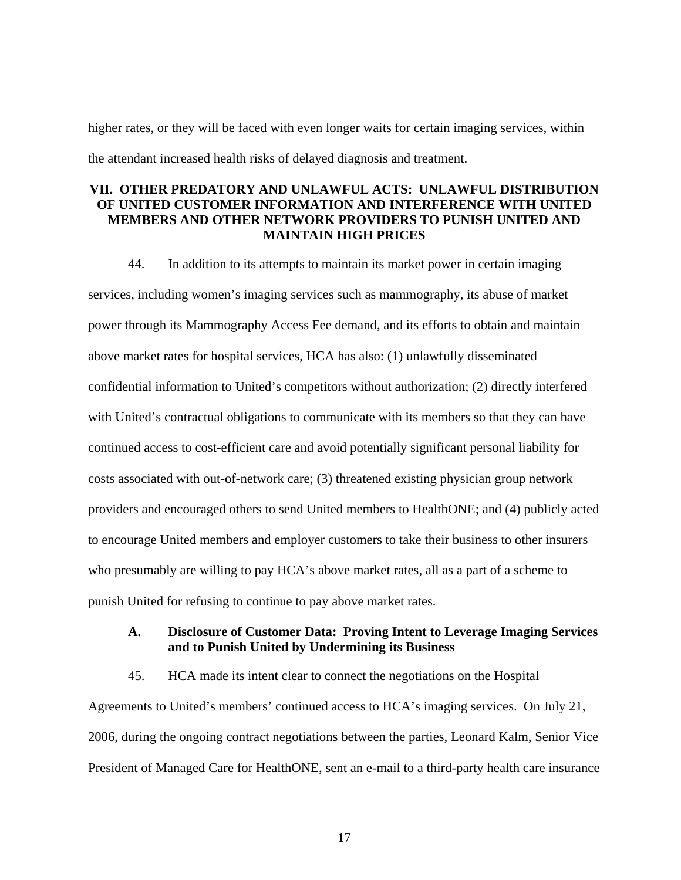higher rates, or they will be faced with even longer waits for certain imaging services, within the attendant increased health risks of delayed diagnosis and treatment.

## VII. OTHER PREDATORY AND UNLAWFUL ACTS: UNLAWFUL DISTRIBUTION OF UNITED CUSTOMER INFORMATION AND INTERFERENCE WITH UNITED MEMBERS AND OTHER NETWORK PROVIDERS TO PUNISH UNITED AND MAINTAIN HIGH PRICES

44. In addition to its attempts to maintain its market power in certain imaging services, including women's imaging services such as mammography, its abuse of market power through its Mammography Access Fee demand, and its efforts to obtain and maintain above market rates for hospital services, HCA has also: (1) unlawfully disseminated confidential information to United's competitors without authorization; (2) directly interfered with United's contractual obligations to communicate with its members so that they can have continued access to cost-efficient care and avoid potentially significant personal liability for costs associated with out-of-network care; (3) threatened existing physician group network providers and encouraged others to send United members to HealthONE; and (4) publicly acted to encourage United members and employer customers to take their business to other insurers who presumably are willing to pay HCA's above market rates, all as a part of a scheme to punish United for refusing to continue to pay above market rates.

### A. Disclosure of Customer Data: Proving Intent to Leverage Imaging Services and to Punish United by Undermining its Business

45. HCA made its intent clear to connect the negotiations on the Hospital Agreements to United's members' continued access to HCA's imaging services. On July 21, 2006, during the ongoing contract negotiations between the parties, Leonard Kalm, Senior Vice President of Managed Care for HealthONE, sent an e-mail to a third-party health care insurance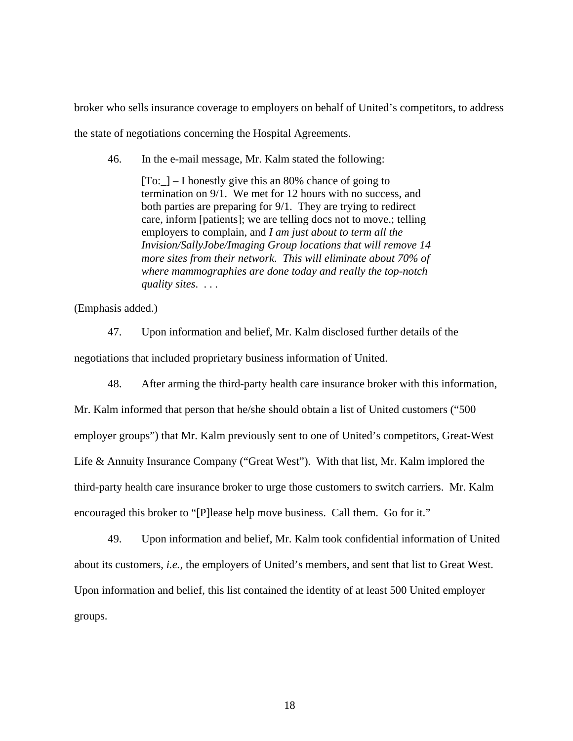broker who sells insurance coverage to employers on behalf of United's competitors, to address the state of negotiations concerning the Hospital Agreements.

46. In the e-mail message, Mr. Kalm stated the following:

> [To:_] – I honestly give this an 80% chance of going to termination on 9/1. We met for 12 hours with no success, and both parties are preparing for 9/1. They are trying to redirect care, inform [patients]; we are telling docs not to move.; telling employers to complain, and *I am just about to term all the Invision/SallyJobe/Imaging Group locations that will remove 14 more sites from their network. This will eliminate about 70% of where mammographies are done today and really the top-notch quality sites.* . . .

(Emphasis added.)

47. Upon information and belief, Mr. Kalm disclosed further details of the negotiations that included proprietary business information of United.

48. After arming the third-party health care insurance broker with this information, Mr. Kalm informed that person that he/she should obtain a list of United customers ("500 employer groups") that Mr. Kalm previously sent to one of United's competitors, Great-West Life & Annuity Insurance Company ("Great West"). With that list, Mr. Kalm implored the third-party health care insurance broker to urge those customers to switch carriers. Mr. Kalm encouraged this broker to "[P]lease help move business. Call them. Go for it."

49. Upon information and belief, Mr. Kalm took confidential information of United about its customers, *i.e.*, the employers of United's members, and sent that list to Great West. Upon information and belief, this list contained the identity of at least 500 United employer groups.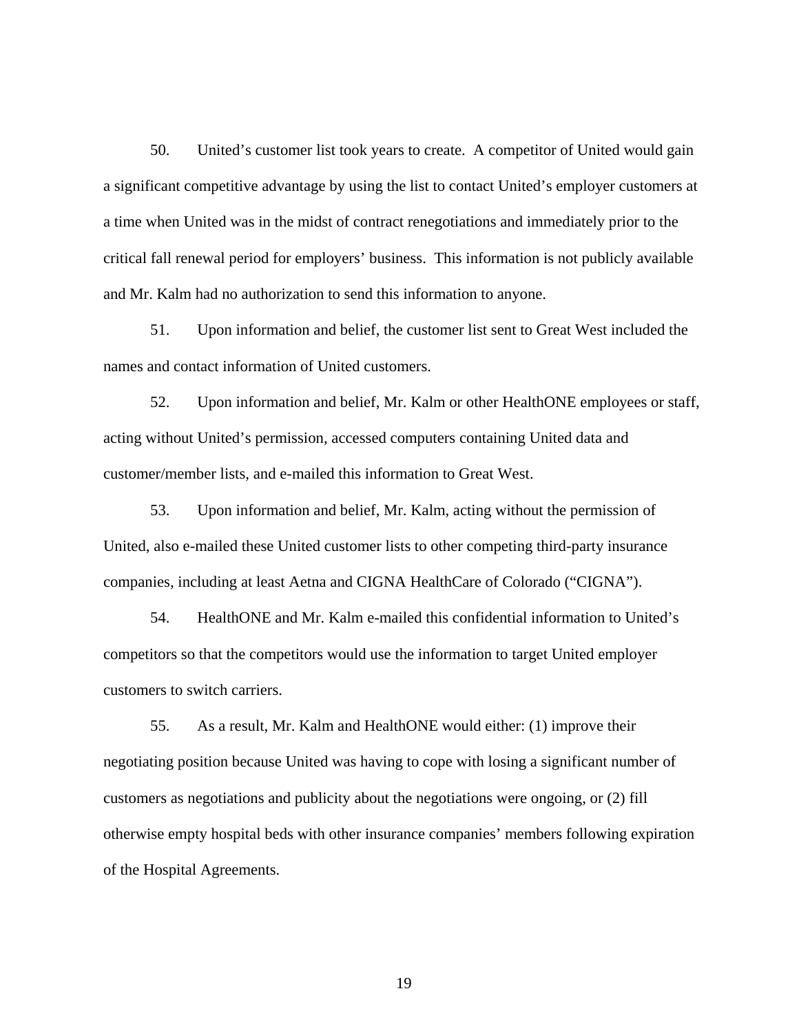50. United's customer list took years to create. A competitor of United would gain a significant competitive advantage by using the list to contact United's employer customers at a time when United was in the midst of contract renegotiations and immediately prior to the critical fall renewal period for employers' business. This information is not publicly available and Mr. Kalm had no authorization to send this information to anyone.

51. Upon information and belief, the customer list sent to Great West included the names and contact information of United customers.

52. Upon information and belief, Mr. Kalm or other HealthONE employees or staff, acting without United's permission, accessed computers containing United data and customer/member lists, and e-mailed this information to Great West.

53. Upon information and belief, Mr. Kalm, acting without the permission of United, also e-mailed these United customer lists to other competing third-party insurance companies, including at least Aetna and CIGNA HealthCare of Colorado ("CIGNA").

54. HealthONE and Mr. Kalm e-mailed this confidential information to United's competitors so that the competitors would use the information to target United employer customers to switch carriers.

55. As a result, Mr. Kalm and HealthONE would either: (1) improve their negotiating position because United was having to cope with losing a significant number of customers as negotiations and publicity about the negotiations were ongoing, or (2) fill otherwise empty hospital beds with other insurance companies' members following expiration of the Hospital Agreements.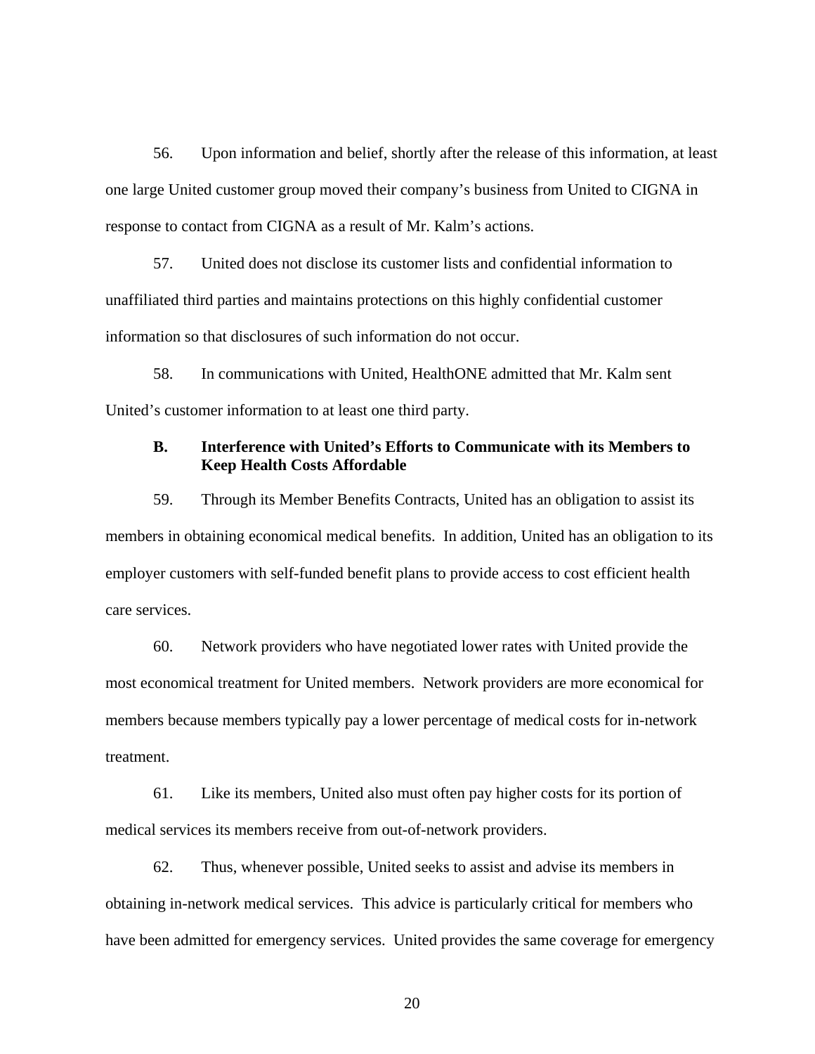56. Upon information and belief, shortly after the release of this information, at least one large United customer group moved their company's business from United to CIGNA in response to contact from CIGNA as a result of Mr. Kalm's actions.

57. United does not disclose its customer lists and confidential information to unaffiliated third parties and maintains protections on this highly confidential customer information so that disclosures of such information do not occur.

58. In communications with United, HealthONE admitted that Mr. Kalm sent United's customer information to at least one third party.

### B. Interference with United's Efforts to Communicate with its Members to Keep Health Costs Affordable

59. Through its Member Benefits Contracts, United has an obligation to assist its members in obtaining economical medical benefits. In addition, United has an obligation to its employer customers with self-funded benefit plans to provide access to cost efficient health care services.

60. Network providers who have negotiated lower rates with United provide the most economical treatment for United members. Network providers are more economical for members because members typically pay a lower percentage of medical costs for in-network treatment.

61. Like its members, United also must often pay higher costs for its portion of medical services its members receive from out-of-network providers.

62. Thus, whenever possible, United seeks to assist and advise its members in obtaining in-network medical services. This advice is particularly critical for members who have been admitted for emergency services. United provides the same coverage for emergency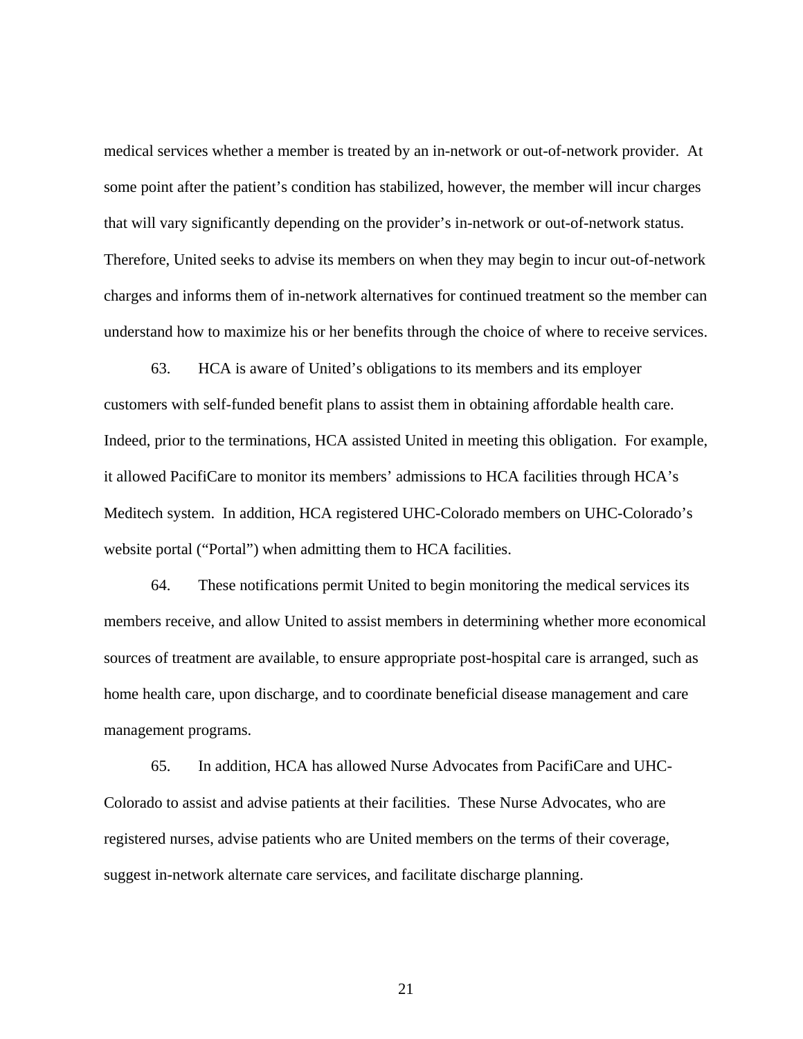medical services whether a member is treated by an in-network or out-of-network provider. At some point after the patient's condition has stabilized, however, the member will incur charges that will vary significantly depending on the provider's in-network or out-of-network status. Therefore, United seeks to advise its members on when they may begin to incur out-of-network charges and informs them of in-network alternatives for continued treatment so the member can understand how to maximize his or her benefits through the choice of where to receive services.

63. HCA is aware of United's obligations to its members and its employer customers with self-funded benefit plans to assist them in obtaining affordable health care. Indeed, prior to the terminations, HCA assisted United in meeting this obligation. For example, it allowed PacifiCare to monitor its members' admissions to HCA facilities through HCA's Meditech system. In addition, HCA registered UHC-Colorado members on UHC-Colorado's website portal ("Portal") when admitting them to HCA facilities.

64. These notifications permit United to begin monitoring the medical services its members receive, and allow United to assist members in determining whether more economical sources of treatment are available, to ensure appropriate post-hospital care is arranged, such as home health care, upon discharge, and to coordinate beneficial disease management and care management programs.

65. In addition, HCA has allowed Nurse Advocates from PacifiCare and UHC-Colorado to assist and advise patients at their facilities. These Nurse Advocates, who are registered nurses, advise patients who are United members on the terms of their coverage, suggest in-network alternate care services, and facilitate discharge planning.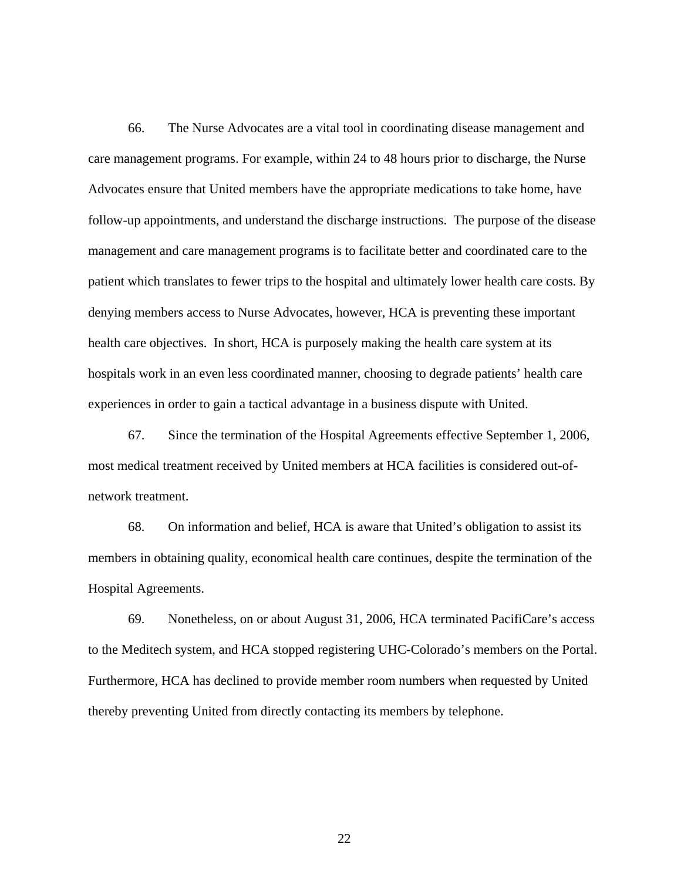66. The Nurse Advocates are a vital tool in coordinating disease management and care management programs. For example, within 24 to 48 hours prior to discharge, the Nurse Advocates ensure that United members have the appropriate medications to take home, have follow-up appointments, and understand the discharge instructions. The purpose of the disease management and care management programs is to facilitate better and coordinated care to the patient which translates to fewer trips to the hospital and ultimately lower health care costs. By denying members access to Nurse Advocates, however, HCA is preventing these important health care objectives. In short, HCA is purposely making the health care system at its hospitals work in an even less coordinated manner, choosing to degrade patients' health care experiences in order to gain a tactical advantage in a business dispute with United.

67. Since the termination of the Hospital Agreements effective September 1, 2006, most medical treatment received by United members at HCA facilities is considered out-of-network treatment.

68. On information and belief, HCA is aware that United's obligation to assist its members in obtaining quality, economical health care continues, despite the termination of the Hospital Agreements.

69. Nonetheless, on or about August 31, 2006, HCA terminated PacifiCare's access to the Meditech system, and HCA stopped registering UHC-Colorado's members on the Portal. Furthermore, HCA has declined to provide member room numbers when requested by United thereby preventing United from directly contacting its members by telephone.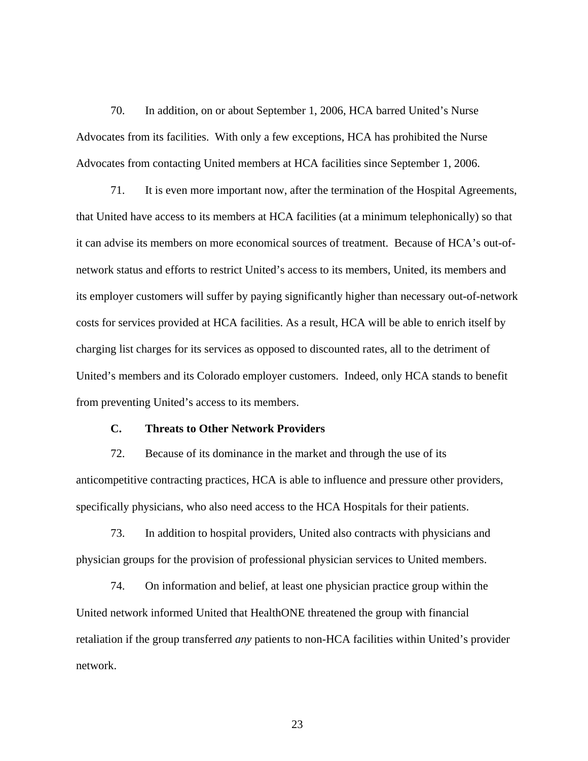70. In addition, on or about September 1, 2006, HCA barred United's Nurse Advocates from its facilities. With only a few exceptions, HCA has prohibited the Nurse Advocates from contacting United members at HCA facilities since September 1, 2006.

71. It is even more important now, after the termination of the Hospital Agreements, that United have access to its members at HCA facilities (at a minimum telephonically) so that it can advise its members on more economical sources of treatment. Because of HCA's out-of-network status and efforts to restrict United's access to its members, United, its members and its employer customers will suffer by paying significantly higher than necessary out-of-network costs for services provided at HCA facilities. As a result, HCA will be able to enrich itself by charging list charges for its services as opposed to discounted rates, all to the detriment of United's members and its Colorado employer customers. Indeed, only HCA stands to benefit from preventing United's access to its members.

### C. Threats to Other Network Providers

72. Because of its dominance in the market and through the use of its anticompetitive contracting practices, HCA is able to influence and pressure other providers, specifically physicians, who also need access to the HCA Hospitals for their patients.

73. In addition to hospital providers, United also contracts with physicians and physician groups for the provision of professional physician services to United members.

74. On information and belief, at least one physician practice group within the United network informed United that HealthONE threatened the group with financial retaliation if the group transferred *any* patients to non-HCA facilities within United's provider network.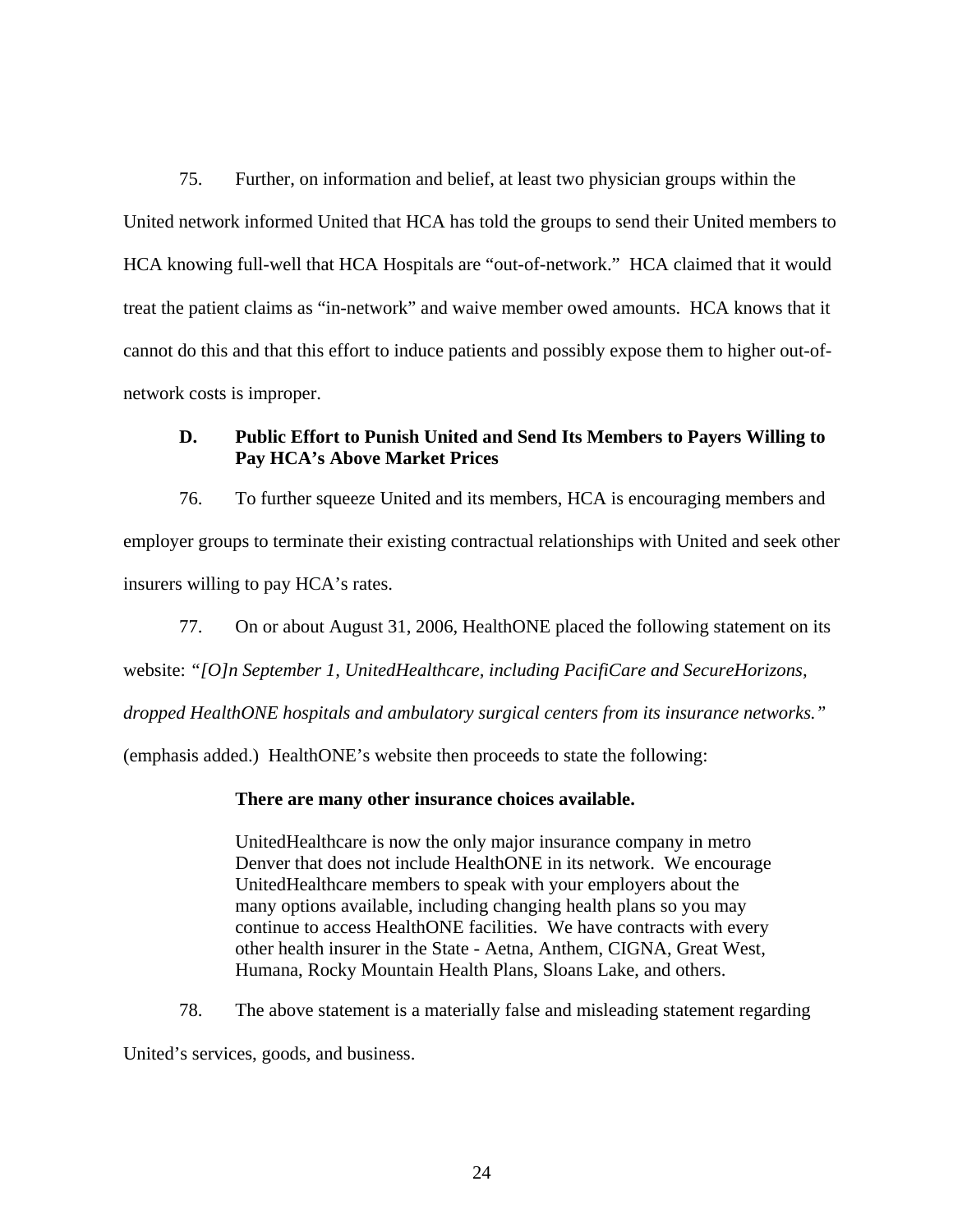75. Further, on information and belief, at least two physician groups within the United network informed United that HCA has told the groups to send their United members to HCA knowing full-well that HCA Hospitals are "out-of-network." HCA claimed that it would treat the patient claims as "in-network" and waive member owed amounts. HCA knows that it cannot do this and that this effort to induce patients and possibly expose them to higher out-of-network costs is improper.

### D. Public Effort to Punish United and Send Its Members to Payers Willing to Pay HCA's Above Market Prices

76. To further squeeze United and its members, HCA is encouraging members and employer groups to terminate their existing contractual relationships with United and seek other insurers willing to pay HCA's rates.

77. On or about August 31, 2006, HealthONE placed the following statement on its website: *"[O]n September 1, UnitedHealthcare, including PacifiCare and SecureHorizons, dropped HealthONE hospitals and ambulatory surgical centers from its insurance networks."* (emphasis added.) HealthONE's website then proceeds to state the following:

> **There are many other insurance choices available.**
>
> UnitedHealthcare is now the only major insurance company in metro Denver that does not include HealthONE in its network. We encourage UnitedHealthcare members to speak with your employers about the many options available, including changing health plans so you may continue to access HealthONE facilities. We have contracts with every other health insurer in the State - Aetna, Anthem, CIGNA, Great West, Humana, Rocky Mountain Health Plans, Sloans Lake, and others.

78. The above statement is a materially false and misleading statement regarding United's services, goods, and business.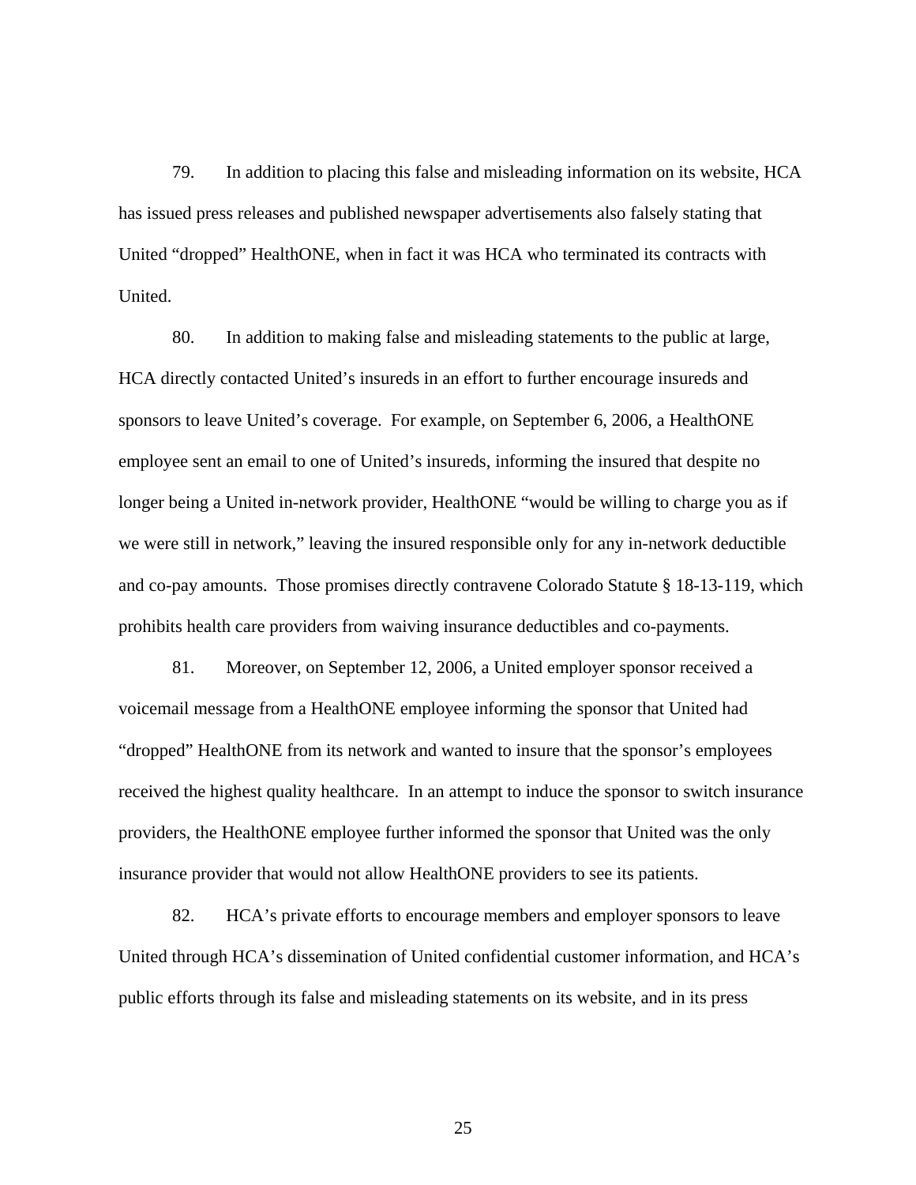79. In addition to placing this false and misleading information on its website, HCA has issued press releases and published newspaper advertisements also falsely stating that United "dropped" HealthONE, when in fact it was HCA who terminated its contracts with United.

80. In addition to making false and misleading statements to the public at large, HCA directly contacted United's insureds in an effort to further encourage insureds and sponsors to leave United's coverage. For example, on September 6, 2006, a HealthONE employee sent an email to one of United's insureds, informing the insured that despite no longer being a United in-network provider, HealthONE "would be willing to charge you as if we were still in network," leaving the insured responsible only for any in-network deductible and co-pay amounts. Those promises directly contravene Colorado Statute § 18-13-119, which prohibits health care providers from waiving insurance deductibles and co-payments.

81. Moreover, on September 12, 2006, a United employer sponsor received a voicemail message from a HealthONE employee informing the sponsor that United had "dropped" HealthONE from its network and wanted to insure that the sponsor's employees received the highest quality healthcare. In an attempt to induce the sponsor to switch insurance providers, the HealthONE employee further informed the sponsor that United was the only insurance provider that would not allow HealthONE providers to see its patients.

82. HCA's private efforts to encourage members and employer sponsors to leave United through HCA's dissemination of United confidential customer information, and HCA's public efforts through its false and misleading statements on its website, and in its press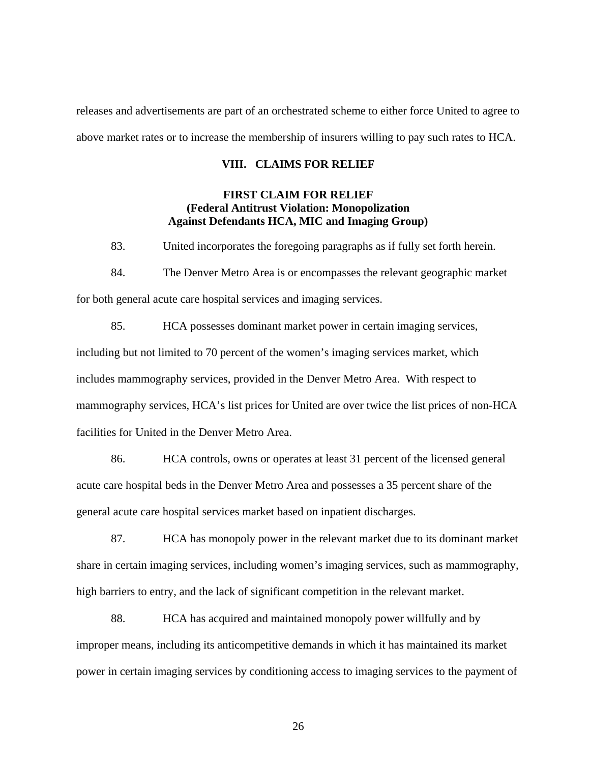releases and advertisements are part of an orchestrated scheme to either force United to agree to above market rates or to increase the membership of insurers willing to pay such rates to HCA.

## VIII. CLAIMS FOR RELIEF

### FIRST CLAIM FOR RELIEF
### (Federal Antitrust Violation: Monopolization Against Defendants HCA, MIC and Imaging Group)

83. United incorporates the foregoing paragraphs as if fully set forth herein.

84. The Denver Metro Area is or encompasses the relevant geographic market for both general acute care hospital services and imaging services.

85. HCA possesses dominant market power in certain imaging services, including but not limited to 70 percent of the women's imaging services market, which includes mammography services, provided in the Denver Metro Area. With respect to mammography services, HCA's list prices for United are over twice the list prices of non-HCA facilities for United in the Denver Metro Area.

86. HCA controls, owns or operates at least 31 percent of the licensed general acute care hospital beds in the Denver Metro Area and possesses a 35 percent share of the general acute care hospital services market based on inpatient discharges.

87. HCA has monopoly power in the relevant market due to its dominant market share in certain imaging services, including women's imaging services, such as mammography, high barriers to entry, and the lack of significant competition in the relevant market.

88. HCA has acquired and maintained monopoly power willfully and by improper means, including its anticompetitive demands in which it has maintained its market power in certain imaging services by conditioning access to imaging services to the payment of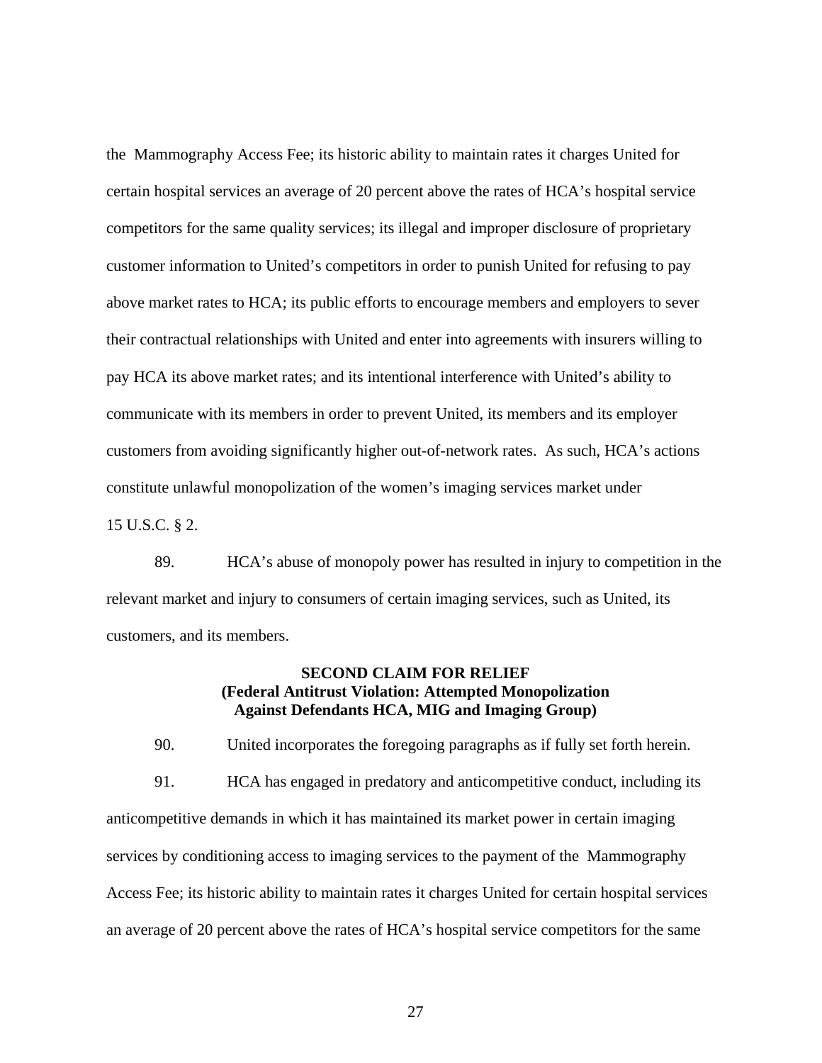the Mammography Access Fee; its historic ability to maintain rates it charges United for certain hospital services an average of 20 percent above the rates of HCA's hospital service competitors for the same quality services; its illegal and improper disclosure of proprietary customer information to United's competitors in order to punish United for refusing to pay above market rates to HCA; its public efforts to encourage members and employers to sever their contractual relationships with United and enter into agreements with insurers willing to pay HCA its above market rates; and its intentional interference with United's ability to communicate with its members in order to prevent United, its members and its employer customers from avoiding significantly higher out-of-network rates. As such, HCA's actions constitute unlawful monopolization of the women's imaging services market under 15 U.S.C. § 2.

89. HCA's abuse of monopoly power has resulted in injury to competition in the relevant market and injury to consumers of certain imaging services, such as United, its customers, and its members.

**SECOND CLAIM FOR RELIEF**
**(Federal Antitrust Violation: Attempted Monopolization Against Defendants HCA, MIG and Imaging Group)**

90. United incorporates the foregoing paragraphs as if fully set forth herein.

91. HCA has engaged in predatory and anticompetitive conduct, including its anticompetitive demands in which it has maintained its market power in certain imaging services by conditioning access to imaging services to the payment of the Mammography Access Fee; its historic ability to maintain rates it charges United for certain hospital services an average of 20 percent above the rates of HCA's hospital service competitors for the same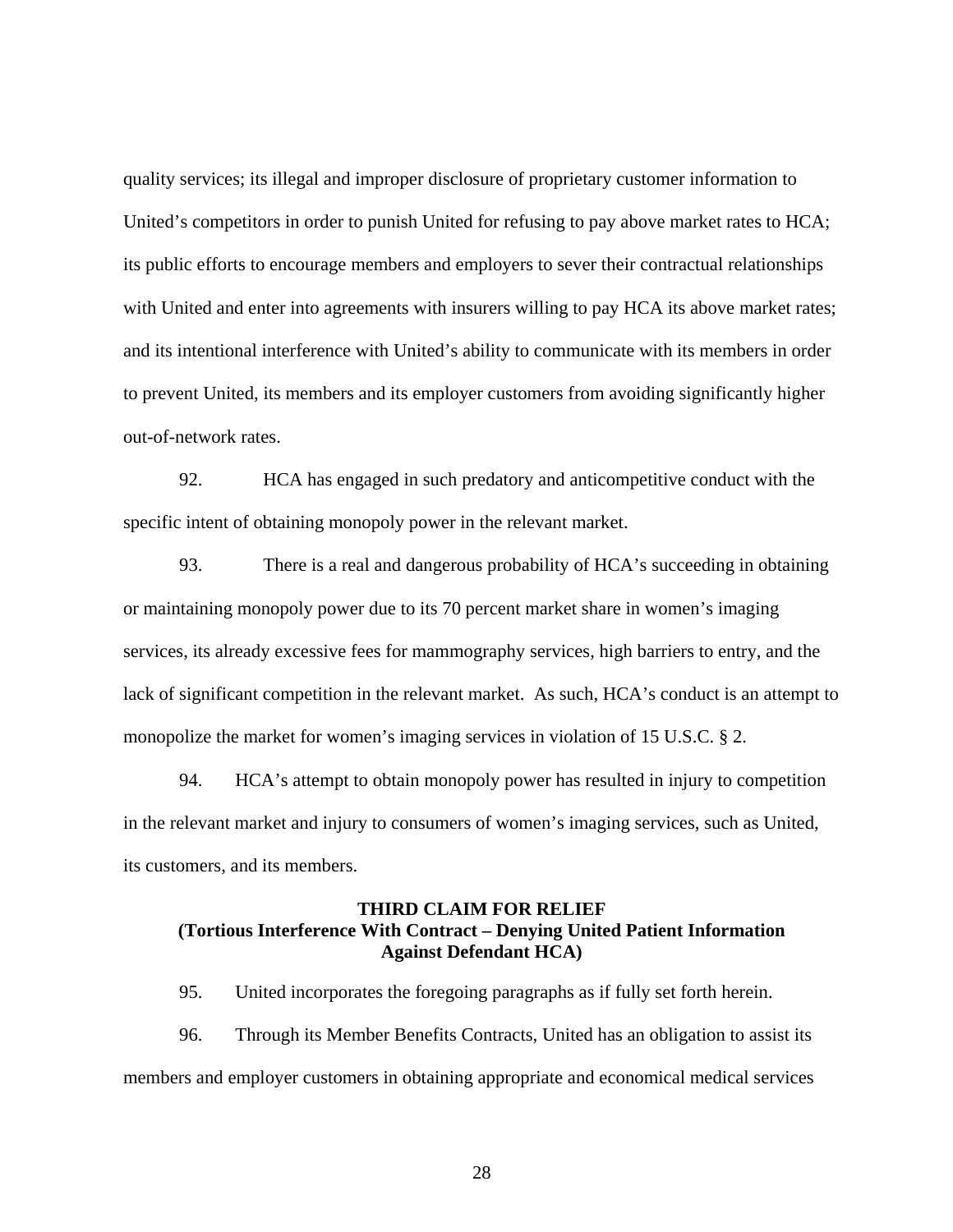quality services; its illegal and improper disclosure of proprietary customer information to United's competitors in order to punish United for refusing to pay above market rates to HCA; its public efforts to encourage members and employers to sever their contractual relationships with United and enter into agreements with insurers willing to pay HCA its above market rates; and its intentional interference with United's ability to communicate with its members in order to prevent United, its members and its employer customers from avoiding significantly higher out-of-network rates.

92. HCA has engaged in such predatory and anticompetitive conduct with the specific intent of obtaining monopoly power in the relevant market.

93. There is a real and dangerous probability of HCA's succeeding in obtaining or maintaining monopoly power due to its 70 percent market share in women's imaging services, its already excessive fees for mammography services, high barriers to entry, and the lack of significant competition in the relevant market. As such, HCA's conduct is an attempt to monopolize the market for women's imaging services in violation of 15 U.S.C. § 2.

94. HCA's attempt to obtain monopoly power has resulted in injury to competition in the relevant market and injury to consumers of women's imaging services, such as United, its customers, and its members.

**THIRD CLAIM FOR RELIEF**
**(Tortious Interference With Contract – Denying United Patient Information Against Defendant HCA)**

95. United incorporates the foregoing paragraphs as if fully set forth herein.

96. Through its Member Benefits Contracts, United has an obligation to assist its members and employer customers in obtaining appropriate and economical medical services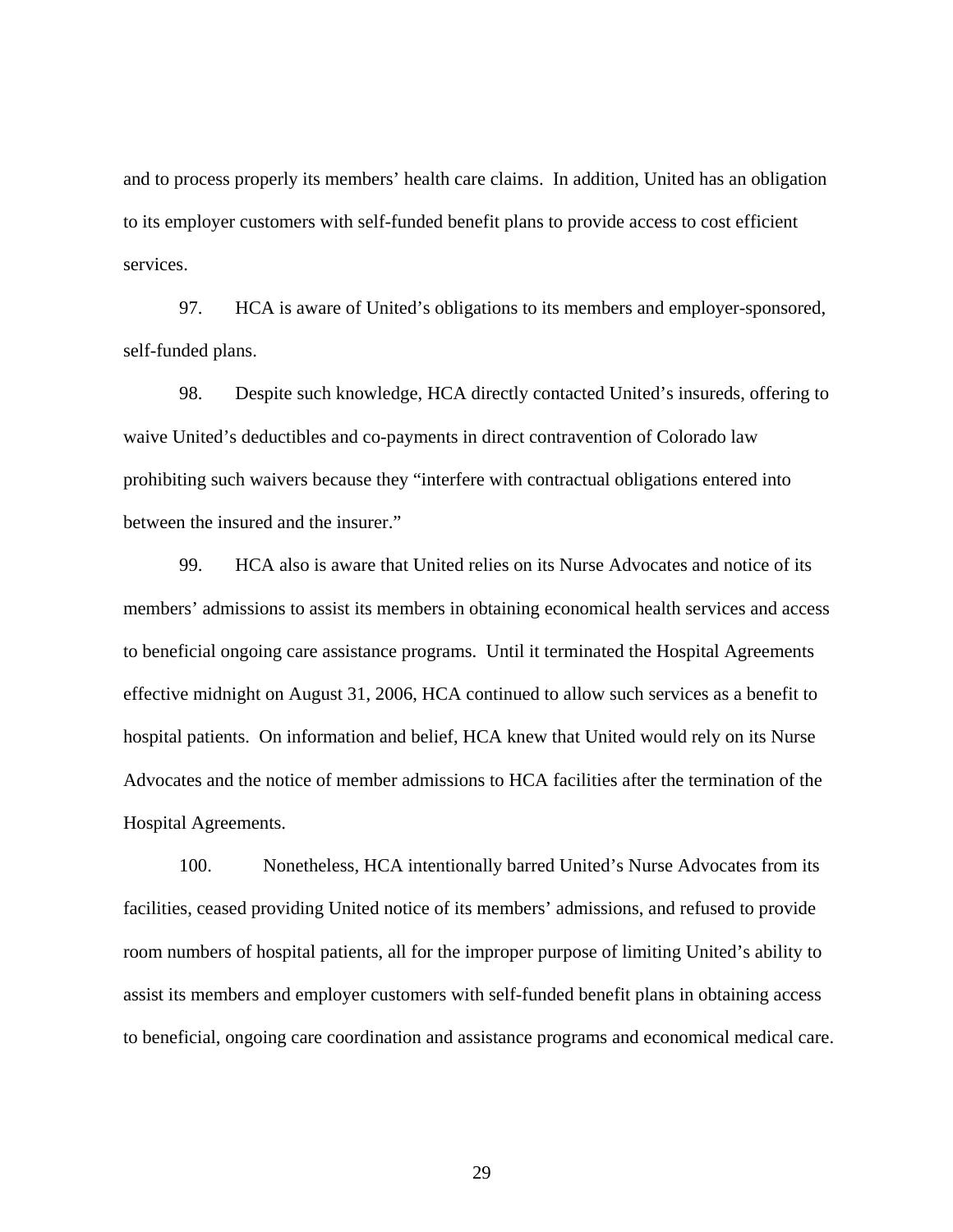and to process properly its members' health care claims. In addition, United has an obligation to its employer customers with self-funded benefit plans to provide access to cost efficient services.

97. HCA is aware of United's obligations to its members and employer-sponsored, self-funded plans.

98. Despite such knowledge, HCA directly contacted United's insureds, offering to waive United's deductibles and co-payments in direct contravention of Colorado law prohibiting such waivers because they "interfere with contractual obligations entered into between the insured and the insurer."

99. HCA also is aware that United relies on its Nurse Advocates and notice of its members' admissions to assist its members in obtaining economical health services and access to beneficial ongoing care assistance programs. Until it terminated the Hospital Agreements effective midnight on August 31, 2006, HCA continued to allow such services as a benefit to hospital patients. On information and belief, HCA knew that United would rely on its Nurse Advocates and the notice of member admissions to HCA facilities after the termination of the Hospital Agreements.

100. Nonetheless, HCA intentionally barred United's Nurse Advocates from its facilities, ceased providing United notice of its members' admissions, and refused to provide room numbers of hospital patients, all for the improper purpose of limiting United's ability to assist its members and employer customers with self-funded benefit plans in obtaining access to beneficial, ongoing care coordination and assistance programs and economical medical care.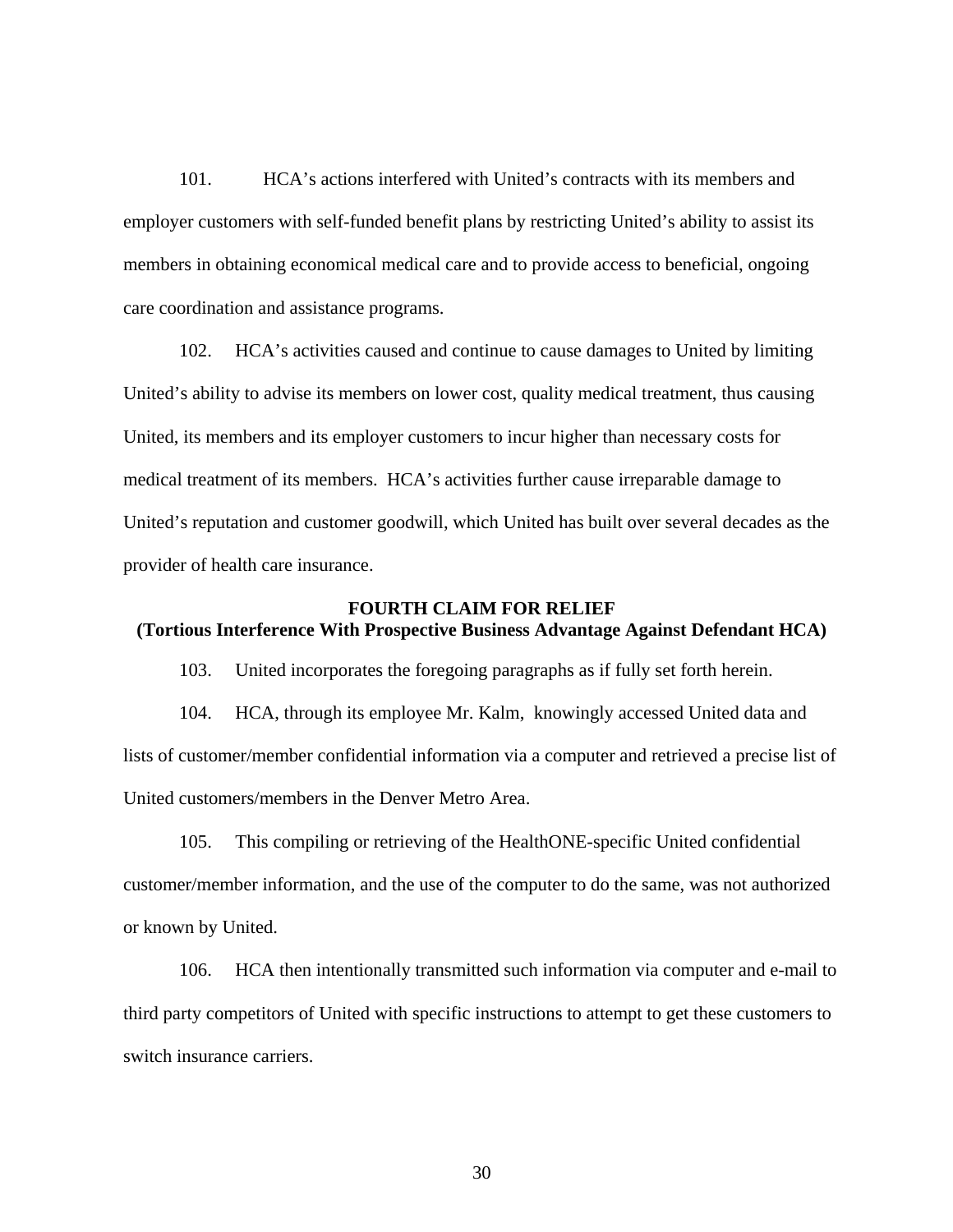101. HCA's actions interfered with United's contracts with its members and employer customers with self-funded benefit plans by restricting United's ability to assist its members in obtaining economical medical care and to provide access to beneficial, ongoing care coordination and assistance programs.

102. HCA's activities caused and continue to cause damages to United by limiting United's ability to advise its members on lower cost, quality medical treatment, thus causing United, its members and its employer customers to incur higher than necessary costs for medical treatment of its members. HCA's activities further cause irreparable damage to United's reputation and customer goodwill, which United has built over several decades as the provider of health care insurance.

**FOURTH CLAIM FOR RELIEF**
**(Tortious Interference With Prospective Business Advantage Against Defendant HCA)**

103. United incorporates the foregoing paragraphs as if fully set forth herein.

104. HCA, through its employee Mr. Kalm, knowingly accessed United data and lists of customer/member confidential information via a computer and retrieved a precise list of United customers/members in the Denver Metro Area.

105. This compiling or retrieving of the HealthONE-specific United confidential customer/member information, and the use of the computer to do the same, was not authorized or known by United.

106. HCA then intentionally transmitted such information via computer and e-mail to third party competitors of United with specific instructions to attempt to get these customers to switch insurance carriers.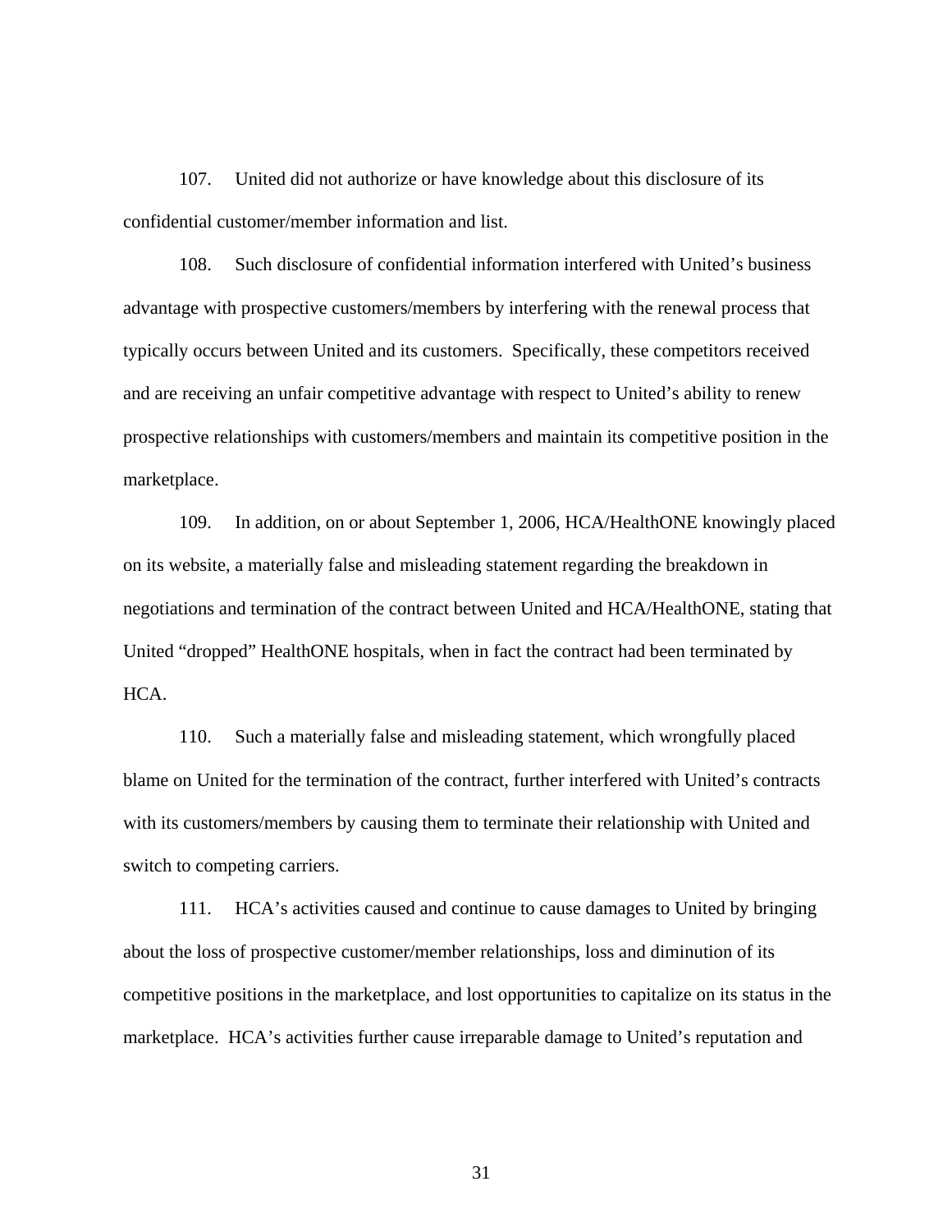107. United did not authorize or have knowledge about this disclosure of its confidential customer/member information and list.

108. Such disclosure of confidential information interfered with United's business advantage with prospective customers/members by interfering with the renewal process that typically occurs between United and its customers. Specifically, these competitors received and are receiving an unfair competitive advantage with respect to United's ability to renew prospective relationships with customers/members and maintain its competitive position in the marketplace.

109. In addition, on or about September 1, 2006, HCA/HealthONE knowingly placed on its website, a materially false and misleading statement regarding the breakdown in negotiations and termination of the contract between United and HCA/HealthONE, stating that United "dropped" HealthONE hospitals, when in fact the contract had been terminated by HCA.

110. Such a materially false and misleading statement, which wrongfully placed blame on United for the termination of the contract, further interfered with United's contracts with its customers/members by causing them to terminate their relationship with United and switch to competing carriers.

111. HCA's activities caused and continue to cause damages to United by bringing about the loss of prospective customer/member relationships, loss and diminution of its competitive positions in the marketplace, and lost opportunities to capitalize on its status in the marketplace. HCA's activities further cause irreparable damage to United's reputation and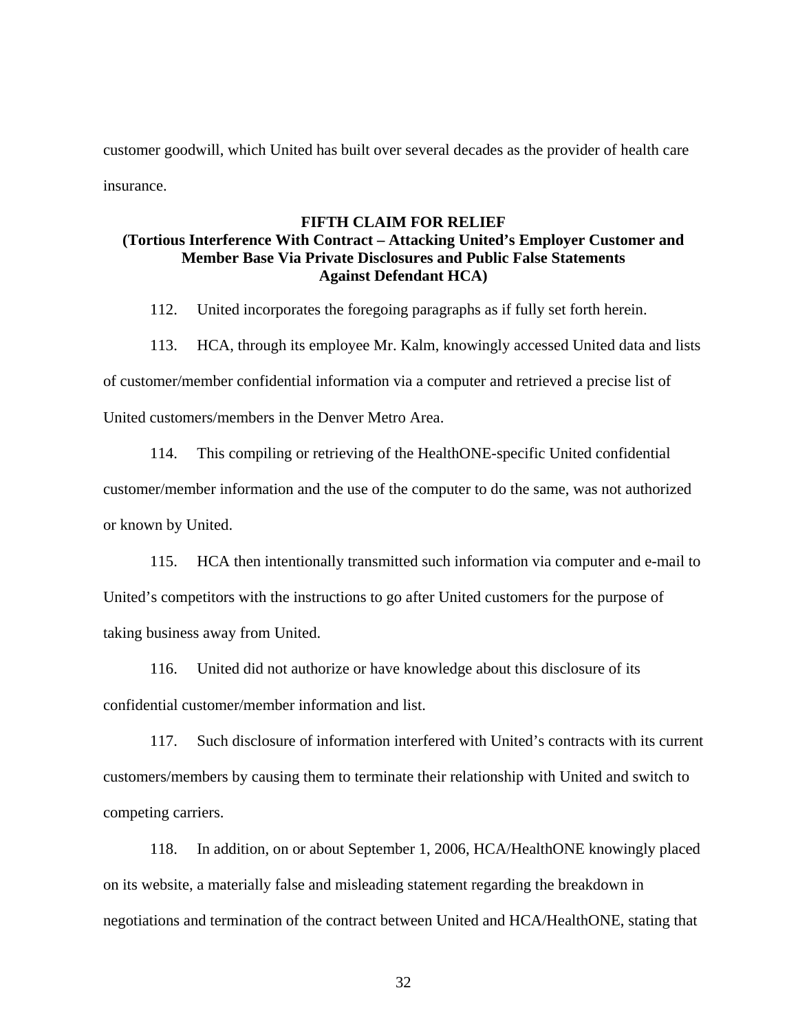customer goodwill, which United has built over several decades as the provider of health care insurance.

**FIFTH CLAIM FOR RELIEF**
**(Tortious Interference With Contract – Attacking United's Employer Customer and Member Base Via Private Disclosures and Public False Statements Against Defendant HCA)**

112. United incorporates the foregoing paragraphs as if fully set forth herein.

113. HCA, through its employee Mr. Kalm, knowingly accessed United data and lists of customer/member confidential information via a computer and retrieved a precise list of United customers/members in the Denver Metro Area.

114. This compiling or retrieving of the HealthONE-specific United confidential customer/member information and the use of the computer to do the same, was not authorized or known by United.

115. HCA then intentionally transmitted such information via computer and e-mail to United's competitors with the instructions to go after United customers for the purpose of taking business away from United.

116. United did not authorize or have knowledge about this disclosure of its confidential customer/member information and list.

117. Such disclosure of information interfered with United's contracts with its current customers/members by causing them to terminate their relationship with United and switch to competing carriers.

118. In addition, on or about September 1, 2006, HCA/HealthONE knowingly placed on its website, a materially false and misleading statement regarding the breakdown in negotiations and termination of the contract between United and HCA/HealthONE, stating that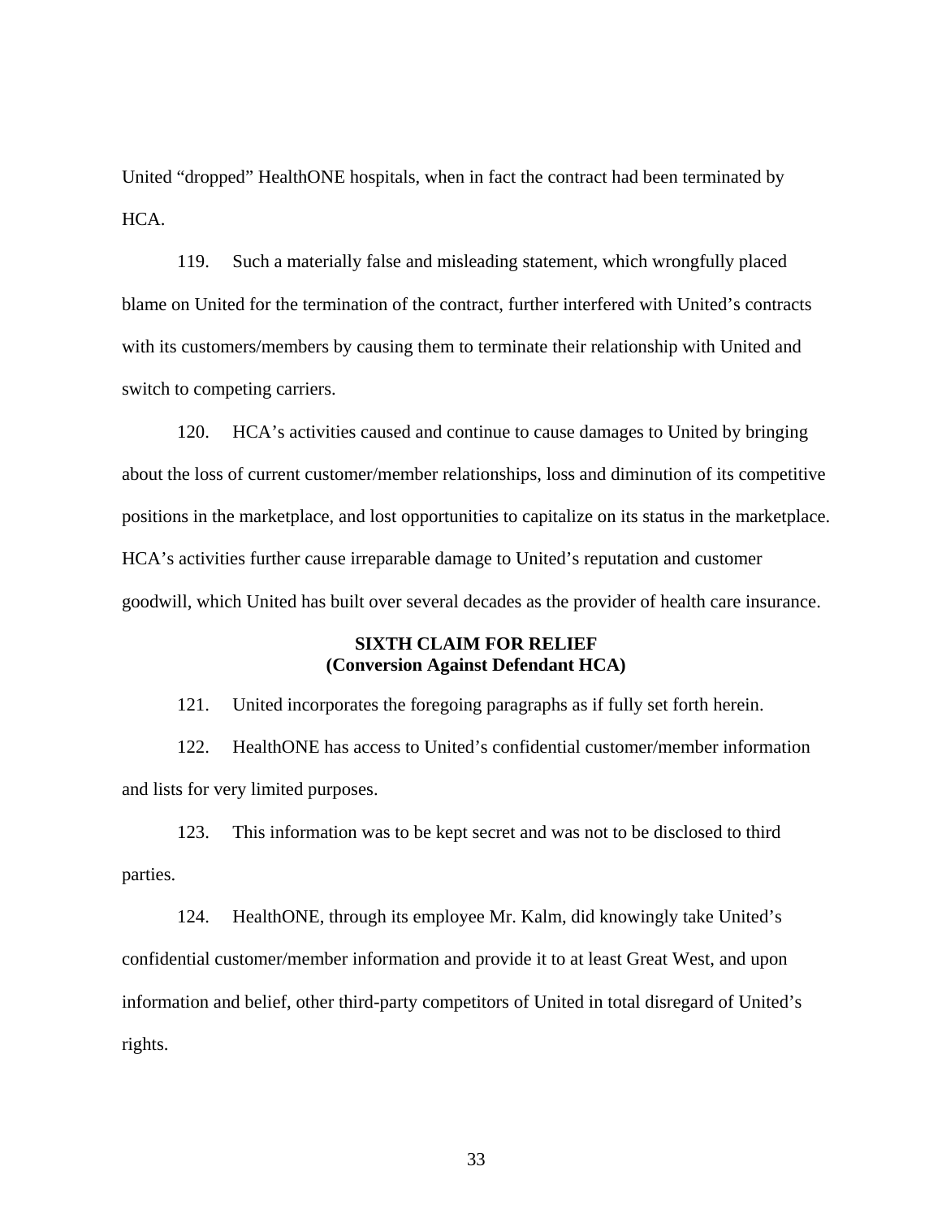United "dropped" HealthONE hospitals, when in fact the contract had been terminated by HCA.

119. Such a materially false and misleading statement, which wrongfully placed blame on United for the termination of the contract, further interfered with United's contracts with its customers/members by causing them to terminate their relationship with United and switch to competing carriers.

120. HCA's activities caused and continue to cause damages to United by bringing about the loss of current customer/member relationships, loss and diminution of its competitive positions in the marketplace, and lost opportunities to capitalize on its status in the marketplace. HCA's activities further cause irreparable damage to United's reputation and customer goodwill, which United has built over several decades as the provider of health care insurance.

**SIXTH CLAIM FOR RELIEF**
**(Conversion Against Defendant HCA)**

121. United incorporates the foregoing paragraphs as if fully set forth herein.

122. HealthONE has access to United's confidential customer/member information and lists for very limited purposes.

123. This information was to be kept secret and was not to be disclosed to third parties.

124. HealthONE, through its employee Mr. Kalm, did knowingly take United's confidential customer/member information and provide it to at least Great West, and upon information and belief, other third-party competitors of United in total disregard of United's rights.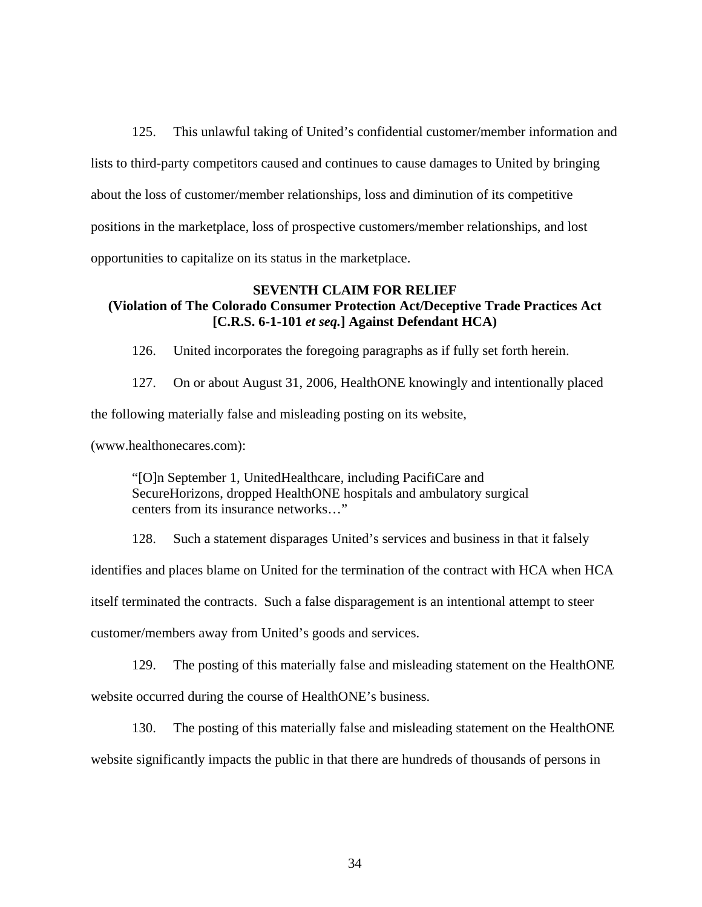125. This unlawful taking of United's confidential customer/member information and lists to third-party competitors caused and continues to cause damages to United by bringing about the loss of customer/member relationships, loss and diminution of its competitive positions in the marketplace, loss of prospective customers/member relationships, and lost opportunities to capitalize on its status in the marketplace.

**SEVENTH CLAIM FOR RELIEF**
**(Violation of The Colorado Consumer Protection Act/Deceptive Trade Practices Act [C.R.S. 6-1-101 *et seq.*] Against Defendant HCA)**

126. United incorporates the foregoing paragraphs as if fully set forth herein.

127. On or about August 31, 2006, HealthONE knowingly and intentionally placed the following materially false and misleading posting on its website, (www.healthonecares.com):

> "[O]n September 1, UnitedHealthcare, including PacifiCare and SecureHorizons, dropped HealthONE hospitals and ambulatory surgical centers from its insurance networks…"

128. Such a statement disparages United's services and business in that it falsely identifies and places blame on United for the termination of the contract with HCA when HCA itself terminated the contracts. Such a false disparagement is an intentional attempt to steer customer/members away from United's goods and services.

129. The posting of this materially false and misleading statement on the HealthONE website occurred during the course of HealthONE's business.

130. The posting of this materially false and misleading statement on the HealthONE website significantly impacts the public in that there are hundreds of thousands of persons in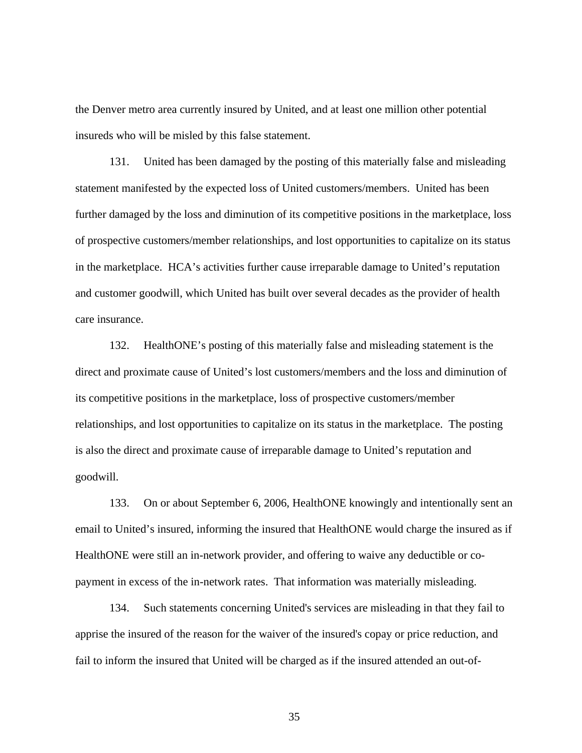the Denver metro area currently insured by United, and at least one million other potential insureds who will be misled by this false statement.

131. United has been damaged by the posting of this materially false and misleading statement manifested by the expected loss of United customers/members. United has been further damaged by the loss and diminution of its competitive positions in the marketplace, loss of prospective customers/member relationships, and lost opportunities to capitalize on its status in the marketplace. HCA's activities further cause irreparable damage to United's reputation and customer goodwill, which United has built over several decades as the provider of health care insurance.

132. HealthONE's posting of this materially false and misleading statement is the direct and proximate cause of United's lost customers/members and the loss and diminution of its competitive positions in the marketplace, loss of prospective customers/member relationships, and lost opportunities to capitalize on its status in the marketplace. The posting is also the direct and proximate cause of irreparable damage to United's reputation and goodwill.

133. On or about September 6, 2006, HealthONE knowingly and intentionally sent an email to United's insured, informing the insured that HealthONE would charge the insured as if HealthONE were still an in-network provider, and offering to waive any deductible or co-payment in excess of the in-network rates. That information was materially misleading.

134. Such statements concerning United's services are misleading in that they fail to apprise the insured of the reason for the waiver of the insured's copay or price reduction, and fail to inform the insured that United will be charged as if the insured attended an out-of-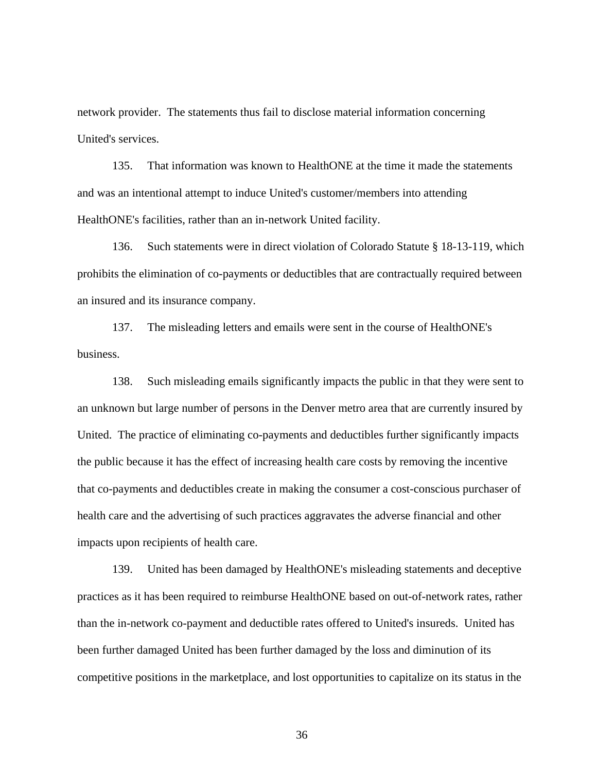network provider. The statements thus fail to disclose material information concerning United's services.

135. That information was known to HealthONE at the time it made the statements and was an intentional attempt to induce United's customer/members into attending HealthONE's facilities, rather than an in-network United facility.

136. Such statements were in direct violation of Colorado Statute § 18-13-119, which prohibits the elimination of co-payments or deductibles that are contractually required between an insured and its insurance company.

137. The misleading letters and emails were sent in the course of HealthONE's business.

138. Such misleading emails significantly impacts the public in that they were sent to an unknown but large number of persons in the Denver metro area that are currently insured by United. The practice of eliminating co-payments and deductibles further significantly impacts the public because it has the effect of increasing health care costs by removing the incentive that co-payments and deductibles create in making the consumer a cost-conscious purchaser of health care and the advertising of such practices aggravates the adverse financial and other impacts upon recipients of health care.

139. United has been damaged by HealthONE's misleading statements and deceptive practices as it has been required to reimburse HealthONE based on out-of-network rates, rather than the in-network co-payment and deductible rates offered to United's insureds. United has been further damaged United has been further damaged by the loss and diminution of its competitive positions in the marketplace, and lost opportunities to capitalize on its status in the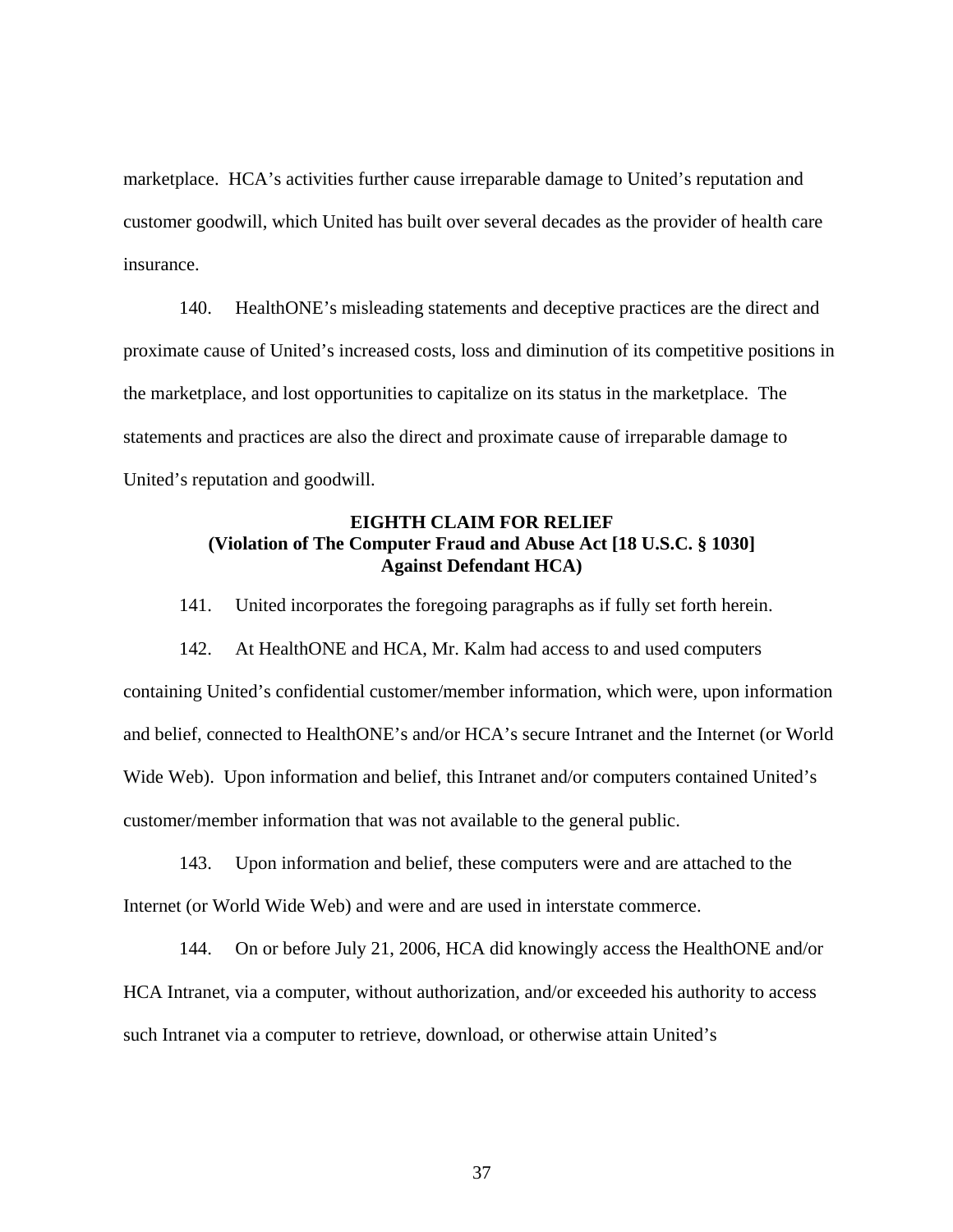marketplace. HCA's activities further cause irreparable damage to United's reputation and customer goodwill, which United has built over several decades as the provider of health care insurance.

140. HealthONE's misleading statements and deceptive practices are the direct and proximate cause of United's increased costs, loss and diminution of its competitive positions in the marketplace, and lost opportunities to capitalize on its status in the marketplace. The statements and practices are also the direct and proximate cause of irreparable damage to United's reputation and goodwill.

**EIGHTH CLAIM FOR RELIEF**
**(Violation of The Computer Fraud and Abuse Act [18 U.S.C. § 1030]**
**Against Defendant HCA)**

141. United incorporates the foregoing paragraphs as if fully set forth herein.

142. At HealthONE and HCA, Mr. Kalm had access to and used computers containing United's confidential customer/member information, which were, upon information and belief, connected to HealthONE's and/or HCA's secure Intranet and the Internet (or World Wide Web). Upon information and belief, this Intranet and/or computers contained United's customer/member information that was not available to the general public.

143. Upon information and belief, these computers were and are attached to the Internet (or World Wide Web) and were and are used in interstate commerce.

144. On or before July 21, 2006, HCA did knowingly access the HealthONE and/or HCA Intranet, via a computer, without authorization, and/or exceeded his authority to access such Intranet via a computer to retrieve, download, or otherwise attain United's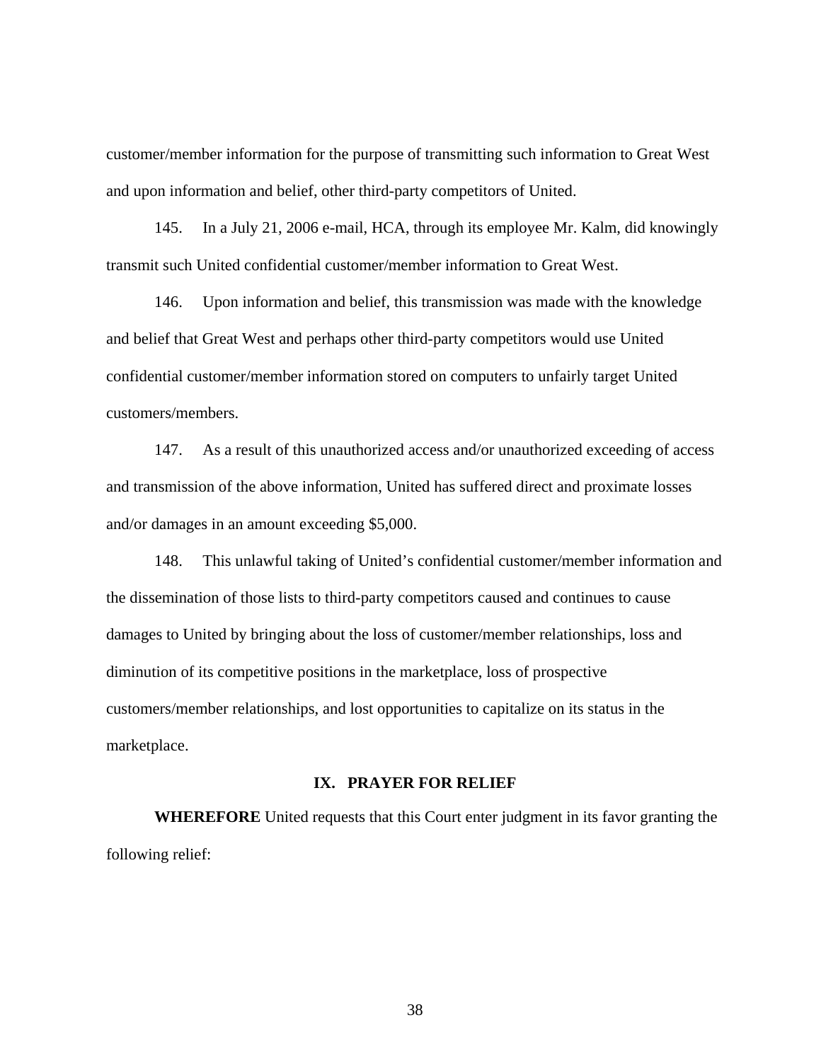customer/member information for the purpose of transmitting such information to Great West and upon information and belief, other third-party competitors of United.

145. In a July 21, 2006 e-mail, HCA, through its employee Mr. Kalm, did knowingly transmit such United confidential customer/member information to Great West.

146. Upon information and belief, this transmission was made with the knowledge and belief that Great West and perhaps other third-party competitors would use United confidential customer/member information stored on computers to unfairly target United customers/members.

147. As a result of this unauthorized access and/or unauthorized exceeding of access and transmission of the above information, United has suffered direct and proximate losses and/or damages in an amount exceeding $5,000.

148. This unlawful taking of United's confidential customer/member information and the dissemination of those lists to third-party competitors caused and continues to cause damages to United by bringing about the loss of customer/member relationships, loss and diminution of its competitive positions in the marketplace, loss of prospective customers/member relationships, and lost opportunities to capitalize on its status in the marketplace.

## IX. PRAYER FOR RELIEF

**WHEREFORE** United requests that this Court enter judgment in its favor granting the following relief: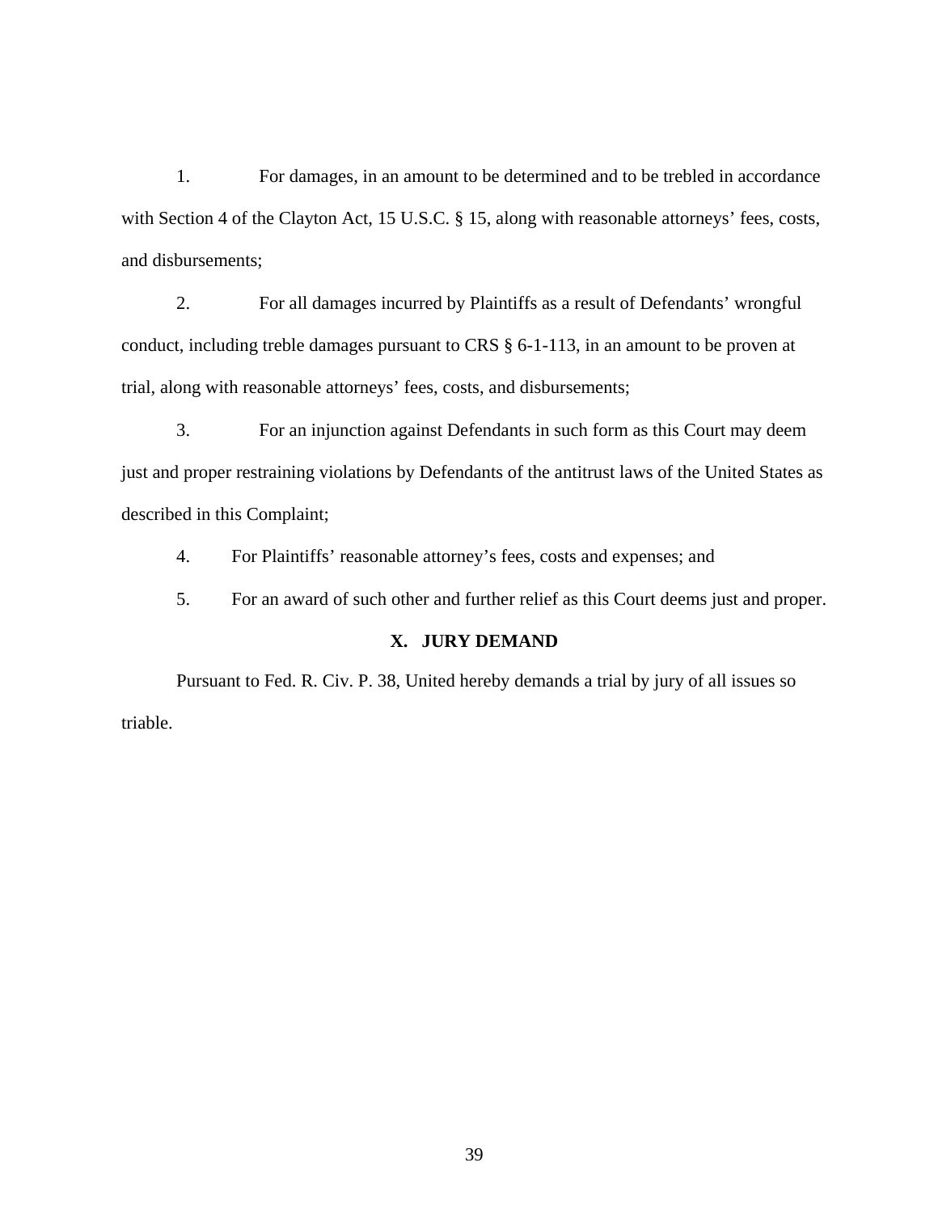1. For damages, in an amount to be determined and to be trebled in accordance with Section 4 of the Clayton Act, 15 U.S.C. § 15, along with reasonable attorneys' fees, costs, and disbursements;

2. For all damages incurred by Plaintiffs as a result of Defendants' wrongful conduct, including treble damages pursuant to CRS § 6-1-113, in an amount to be proven at trial, along with reasonable attorneys' fees, costs, and disbursements;

3. For an injunction against Defendants in such form as this Court may deem just and proper restraining violations by Defendants of the antitrust laws of the United States as described in this Complaint;

4. For Plaintiffs' reasonable attorney's fees, costs and expenses; and

5. For an award of such other and further relief as this Court deems just and proper.

## X. JURY DEMAND

Pursuant to Fed. R. Civ. P. 38, United hereby demands a trial by jury of all issues so triable.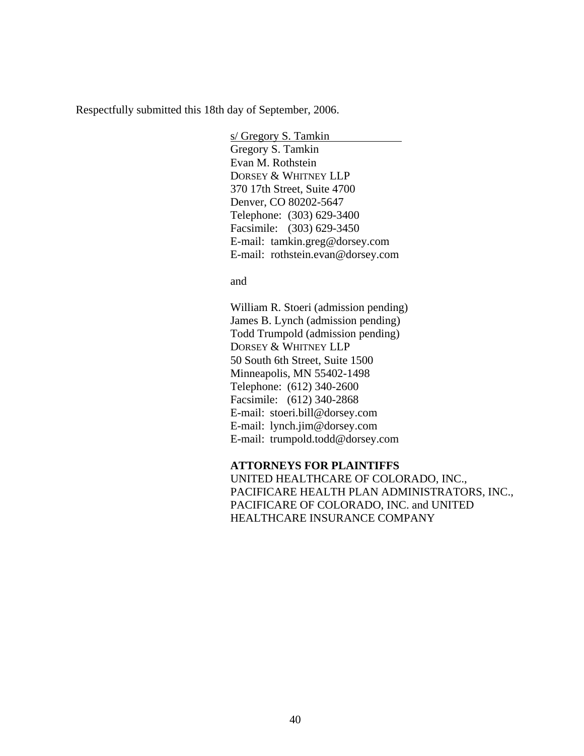Respectfully submitted this 18th day of September, 2006.

s/ Gregory S. Tamkin
Gregory S. Tamkin
Evan M. Rothstein
DORSEY & WHITNEY LLP
370 17th Street, Suite 4700
Denver, CO 80202-5647
Telephone: (303) 629-3400
Facsimile: (303) 629-3450
E-mail: tamkin.greg@dorsey.com
E-mail: rothstein.evan@dorsey.com

and

William R. Stoeri (admission pending)
James B. Lynch (admission pending)
Todd Trumpold (admission pending)
DORSEY & WHITNEY LLP
50 South 6th Street, Suite 1500
Minneapolis, MN 55402-1498
Telephone: (612) 340-2600
Facsimile: (612) 340-2868
E-mail: stoeri.bill@dorsey.com
E-mail: lynch.jim@dorsey.com
E-mail: trumpold.todd@dorsey.com

**ATTORNEYS FOR PLAINTIFFS**
UNITED HEALTHCARE OF COLORADO, INC., PACIFICARE HEALTH PLAN ADMINISTRATORS, INC., PACIFICARE OF COLORADO, INC. and UNITED HEALTHCARE INSURANCE COMPANY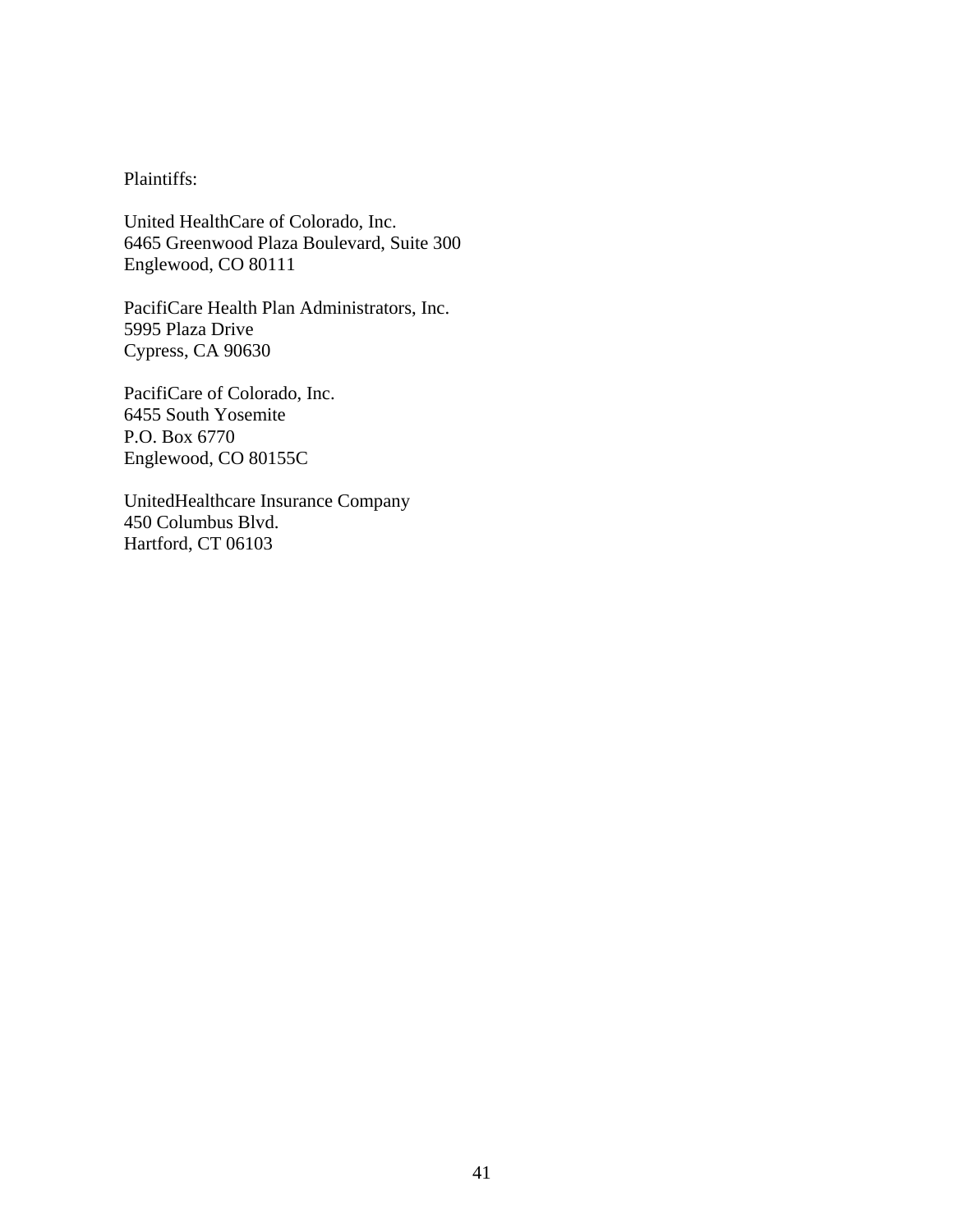Plaintiffs:

United HealthCare of Colorado, Inc.
6465 Greenwood Plaza Boulevard, Suite 300
Englewood, CO 80111

PacifiCare Health Plan Administrators, Inc.
5995 Plaza Drive
Cypress, CA 90630

PacifiCare of Colorado, Inc.
6455 South Yosemite
P.O. Box 6770
Englewood, CO 80155C

UnitedHealthcare Insurance Company
450 Columbus Blvd.
Hartford, CT 06103